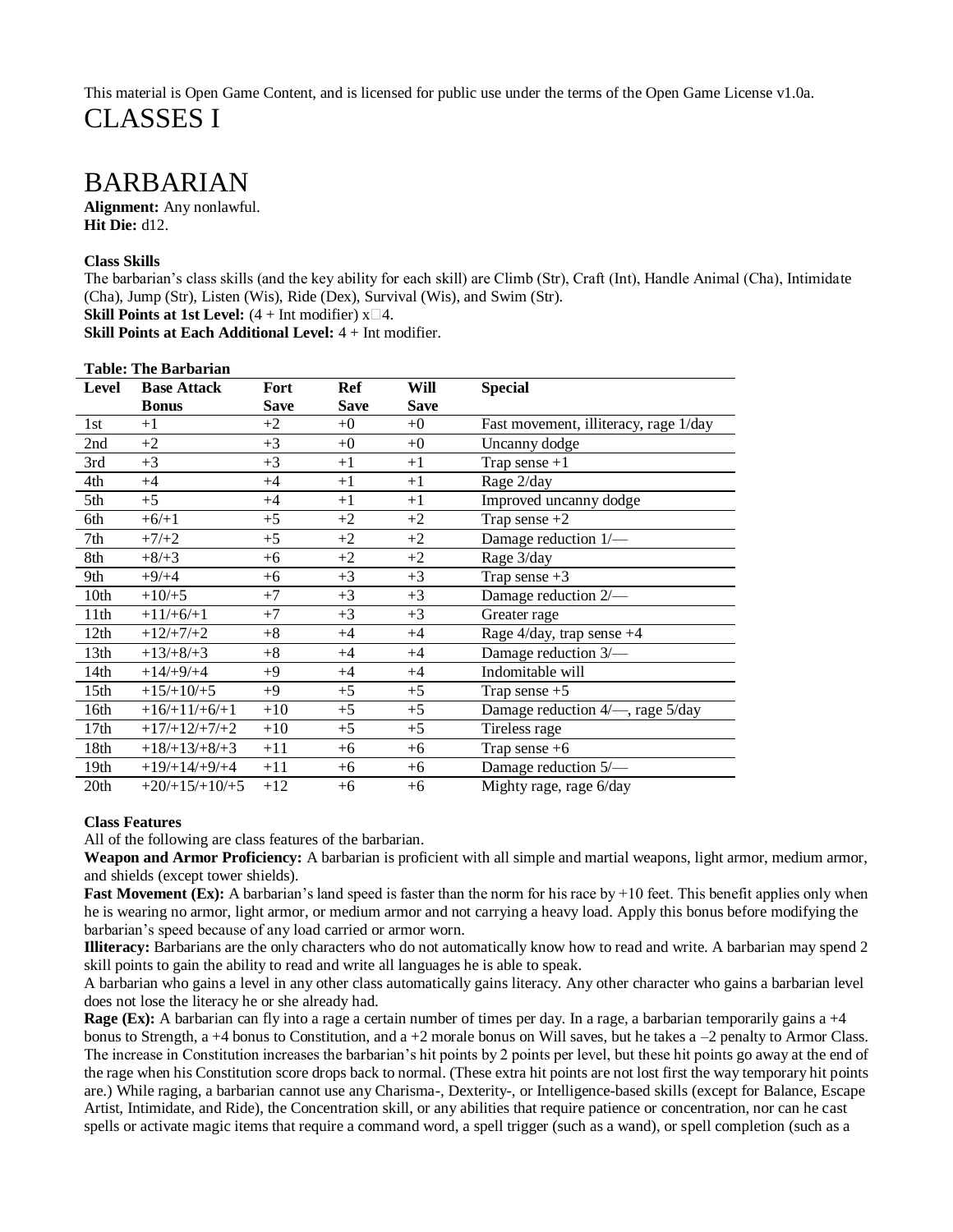This material is Open Game Content, and is licensed for public use under the terms of the Open Game License v1.0a.

# CLASSES I

# BARBARIAN

**Alignment:** Any nonlawful.
**Hit Die:** d12.

**Class Skills**

The barbarian's class skills (and the key ability for each skill) are Climb (Str), Craft (Int), Handle Animal (Cha), Intimidate (Cha), Jump (Str), Listen (Wis), Ride (Dex), Survival (Wis), and Swim (Str).

**Skill Points at 1st Level:** (4 + Int modifier) x 4.

**Skill Points at Each Additional Level:** 4 + Int modifier.

**Table: The Barbarian**

| Level | Base Attack Bonus | Fort Save | Ref Save | Will Save | Special |
|---|---|---|---|---|---|
| 1st | +1 | +2 | +0 | +0 | Fast movement, illiteracy, rage 1/day |
| 2nd | +2 | +3 | +0 | +0 | Uncanny dodge |
| 3rd | +3 | +3 | +1 | +1 | Trap sense +1 |
| 4th | +4 | +4 | +1 | +1 | Rage 2/day |
| 5th | +5 | +4 | +1 | +1 | Improved uncanny dodge |
| 6th | +6/+1 | +5 | +2 | +2 | Trap sense +2 |
| 7th | +7/+2 | +5 | +2 | +2 | Damage reduction 1/— |
| 8th | +8/+3 | +6 | +2 | +2 | Rage 3/day |
| 9th | +9/+4 | +6 | +3 | +3 | Trap sense +3 |
| 10th | +10/+5 | +7 | +3 | +3 | Damage reduction 2/— |
| 11th | +11/+6/+1 | +7 | +3 | +3 | Greater rage |
| 12th | +12/+7/+2 | +8 | +4 | +4 | Rage 4/day, trap sense +4 |
| 13th | +13/+8/+3 | +8 | +4 | +4 | Damage reduction 3/— |
| 14th | +14/+9/+4 | +9 | +4 | +4 | Indomitable will |
| 15th | +15/+10/+5 | +9 | +5 | +5 | Trap sense +5 |
| 16th | +16/+11/+6/+1 | +10 | +5 | +5 | Damage reduction 4/—, rage 5/day |
| 17th | +17/+12/+7/+2 | +10 | +5 | +5 | Tireless rage |
| 18th | +18/+13/+8/+3 | +11 | +6 | +6 | Trap sense +6 |
| 19th | +19/+14/+9/+4 | +11 | +6 | +6 | Damage reduction 5/— |
| 20th | +20/+15/+10/+5 | +12 | +6 | +6 | Mighty rage, rage 6/day |

**Class Features**

All of the following are class features of the barbarian.

**Weapon and Armor Proficiency:** A barbarian is proficient with all simple and martial weapons, light armor, medium armor, and shields (except tower shields).

**Fast Movement (Ex):** A barbarian's land speed is faster than the norm for his race by +10 feet. This benefit applies only when he is wearing no armor, light armor, or medium armor and not carrying a heavy load. Apply this bonus before modifying the barbarian's speed because of any load carried or armor worn.

**Illiteracy:** Barbarians are the only characters who do not automatically know how to read and write. A barbarian may spend 2 skill points to gain the ability to read and write all languages he is able to speak.

A barbarian who gains a level in any other class automatically gains literacy. Any other character who gains a barbarian level does not lose the literacy he or she already had.

**Rage (Ex):** A barbarian can fly into a rage a certain number of times per day. In a rage, a barbarian temporarily gains a +4 bonus to Strength, a +4 bonus to Constitution, and a +2 morale bonus on Will saves, but he takes a –2 penalty to Armor Class. The increase in Constitution increases the barbarian's hit points by 2 points per level, but these hit points go away at the end of the rage when his Constitution score drops back to normal. (These extra hit points are not lost first the way temporary hit points are.) While raging, a barbarian cannot use any Charisma-, Dexterity-, or Intelligence-based skills (except for Balance, Escape Artist, Intimidate, and Ride), the Concentration skill, or any abilities that require patience or concentration, nor can he cast spells or activate magic items that require a command word, a spell trigger (such as a wand), or spell completion (such as a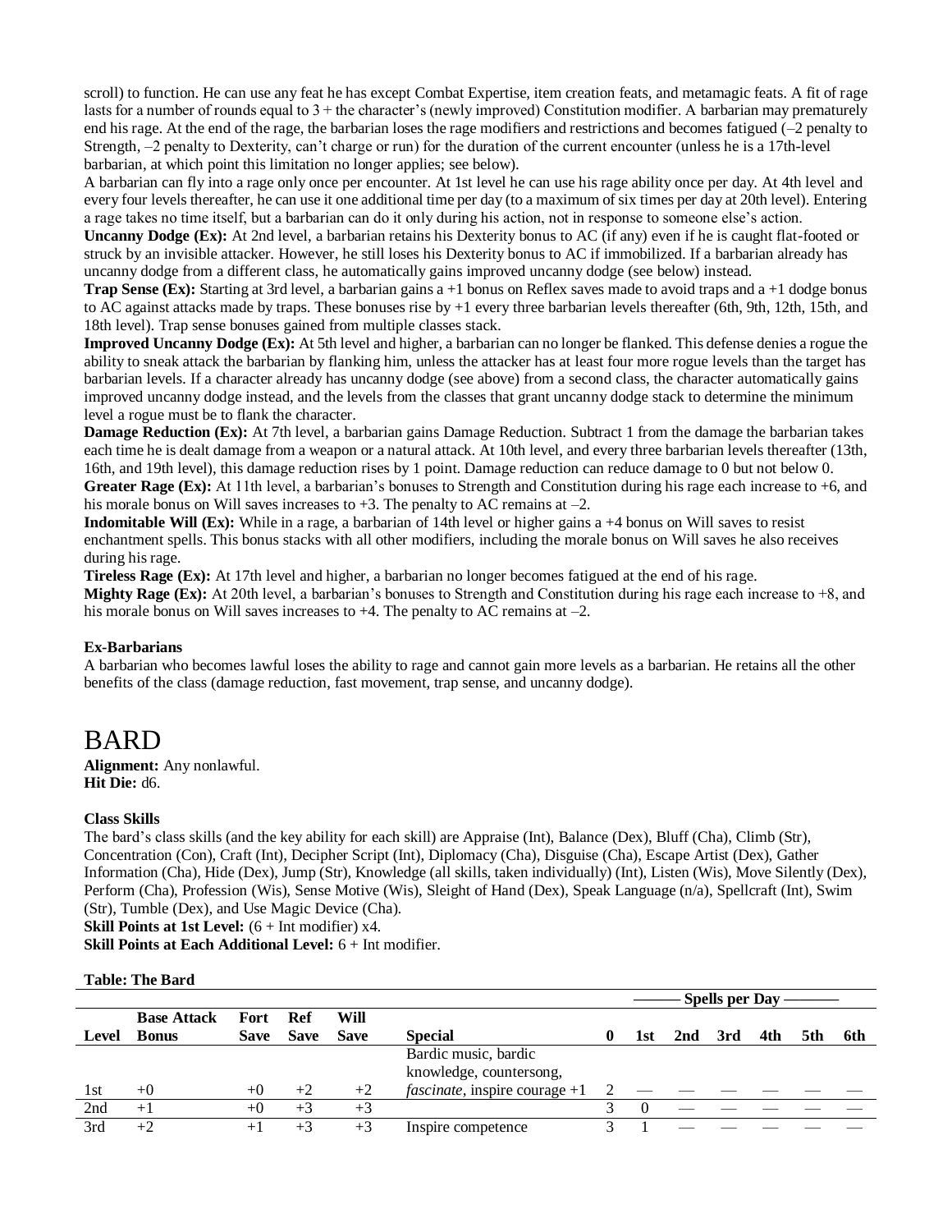scroll) to function. He can use any feat he has except Combat Expertise, item creation feats, and metamagic feats. A fit of rage lasts for a number of rounds equal to 3 + the character's (newly improved) Constitution modifier. A barbarian may prematurely end his rage. At the end of the rage, the barbarian loses the rage modifiers and restrictions and becomes fatigued (–2 penalty to Strength, –2 penalty to Dexterity, can't charge or run) for the duration of the current encounter (unless he is a 17th-level barbarian, at which point this limitation no longer applies; see below).

A barbarian can fly into a rage only once per encounter. At 1st level he can use his rage ability once per day. At 4th level and every four levels thereafter, he can use it one additional time per day (to a maximum of six times per day at 20th level). Entering a rage takes no time itself, but a barbarian can do it only during his action, not in response to someone else's action.

**Uncanny Dodge (Ex):** At 2nd level, a barbarian retains his Dexterity bonus to AC (if any) even if he is caught flat-footed or struck by an invisible attacker. However, he still loses his Dexterity bonus to AC if immobilized. If a barbarian already has uncanny dodge from a different class, he automatically gains improved uncanny dodge (see below) instead.

**Trap Sense (Ex):** Starting at 3rd level, a barbarian gains a +1 bonus on Reflex saves made to avoid traps and a +1 dodge bonus to AC against attacks made by traps. These bonuses rise by +1 every three barbarian levels thereafter (6th, 9th, 12th, 15th, and 18th level). Trap sense bonuses gained from multiple classes stack.

**Improved Uncanny Dodge (Ex):** At 5th level and higher, a barbarian can no longer be flanked. This defense denies a rogue the ability to sneak attack the barbarian by flanking him, unless the attacker has at least four more rogue levels than the target has barbarian levels. If a character already has uncanny dodge (see above) from a second class, the character automatically gains improved uncanny dodge instead, and the levels from the classes that grant uncanny dodge stack to determine the minimum level a rogue must be to flank the character.

**Damage Reduction (Ex):** At 7th level, a barbarian gains Damage Reduction. Subtract 1 from the damage the barbarian takes each time he is dealt damage from a weapon or a natural attack. At 10th level, and every three barbarian levels thereafter (13th, 16th, and 19th level), this damage reduction rises by 1 point. Damage reduction can reduce damage to 0 but not below 0.

**Greater Rage (Ex):** At 11th level, a barbarian's bonuses to Strength and Constitution during his rage each increase to +6, and his morale bonus on Will saves increases to +3. The penalty to AC remains at –2.

**Indomitable Will (Ex):** While in a rage, a barbarian of 14th level or higher gains a +4 bonus on Will saves to resist enchantment spells. This bonus stacks with all other modifiers, including the morale bonus on Will saves he also receives during his rage.

**Tireless Rage (Ex):** At 17th level and higher, a barbarian no longer becomes fatigued at the end of his rage.

**Mighty Rage (Ex):** At 20th level, a barbarian's bonuses to Strength and Constitution during his rage each increase to +8, and his morale bonus on Will saves increases to +4. The penalty to AC remains at –2.

### Ex-Barbarians

A barbarian who becomes lawful loses the ability to rage and cannot gain more levels as a barbarian. He retains all the other benefits of the class (damage reduction, fast movement, trap sense, and uncanny dodge).

# BARD

**Alignment:** Any nonlawful.
**Hit Die:** d6.

### Class Skills

The bard's class skills (and the key ability for each skill) are Appraise (Int), Balance (Dex), Bluff (Cha), Climb (Str), Concentration (Con), Craft (Int), Decipher Script (Int), Diplomacy (Cha), Disguise (Cha), Escape Artist (Dex), Gather Information (Cha), Hide (Dex), Jump (Str), Knowledge (all skills, taken individually) (Int), Listen (Wis), Move Silently (Dex), Perform (Cha), Profession (Wis), Sense Motive (Wis), Sleight of Hand (Dex), Speak Language (n/a), Spellcraft (Int), Swim (Str), Tumble (Dex), and Use Magic Device (Cha).

**Skill Points at 1st Level:** (6 + Int modifier) x4.
**Skill Points at Each Additional Level:** 6 + Int modifier.

**Table: The Bard**

| | | | | | | Spells per Day | | | | | | |
|---|---|---|---|---|---|---|---|---|---|---|---|---|
| Level | Base Attack Bonus | Fort Save | Ref Save | Will Save | Special | 0 | 1st | 2nd | 3rd | 4th | 5th | 6th |
| 1st | +0 | +0 | +2 | +2 | Bardic music, bardic knowledge, countersong, *fascinate*, inspire courage +1 | 2 | — | — | — | — | — | — |
| 2nd | +1 | +0 | +3 | +3 | | 3 | 0 | — | — | — | — | — |
| 3rd | +2 | +1 | +3 | +3 | Inspire competence | 3 | 1 | — | — | — | — | — |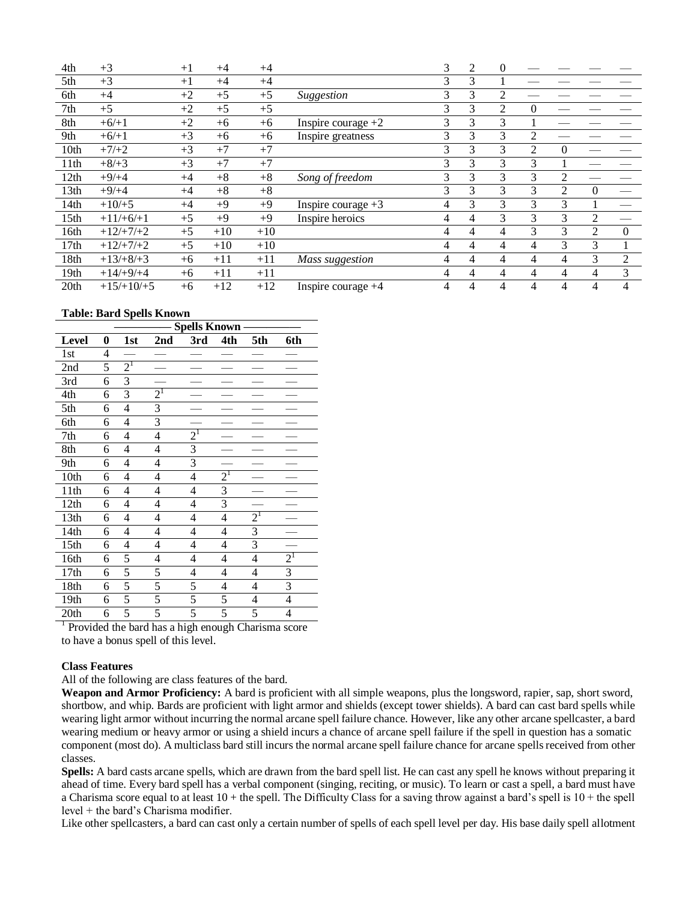| 4th | +3 | +1 | +4 | +4 | | 3 | 2 | 0 | — | — | — | — |
|---|---|---|---|---|---|---|---|---|---|---|---|---|
| 5th | +3 | +1 | +4 | +4 | | 3 | 3 | 1 | — | — | — | — |
| 6th | +4 | +2 | +5 | +5 | *Suggestion* | 3 | 3 | 2 | — | — | — | — |
| 7th | +5 | +2 | +5 | +5 | | 3 | 3 | 2 | 0 | — | — | — |
| 8th | +6/+1 | +2 | +6 | +6 | Inspire courage +2 | 3 | 3 | 3 | 1 | — | — | — |
| 9th | +6/+1 | +3 | +6 | +6 | Inspire greatness | 3 | 3 | 3 | 2 | — | — | — |
| 10th | +7/+2 | +3 | +7 | +7 | | 3 | 3 | 3 | 2 | 0 | — | — |
| 11th | +8/+3 | +3 | +7 | +7 | | 3 | 3 | 3 | 3 | 1 | — | — |
| 12th | +9/+4 | +4 | +8 | +8 | *Song of freedom* | 3 | 3 | 3 | 3 | 2 | — | — |
| 13th | +9/+4 | +4 | +8 | +8 | | 3 | 3 | 3 | 3 | 2 | 0 | — |
| 14th | +10/+5 | +4 | +9 | +9 | Inspire courage +3 | 4 | 3 | 3 | 3 | 3 | 1 | — |
| 15th | +11/+6/+1 | +5 | +9 | +9 | Inspire heroics | 4 | 4 | 3 | 3 | 3 | 2 | — |
| 16th | +12/+7/+2 | +5 | +10 | +10 | | 4 | 4 | 4 | 3 | 3 | 2 | 0 |
| 17th | +12/+7/+2 | +5 | +10 | +10 | | 4 | 4 | 4 | 4 | 3 | 3 | 1 |
| 18th | +13/+8/+3 | +6 | +11 | +11 | *Mass suggestion* | 4 | 4 | 4 | 4 | 4 | 3 | 2 |
| 19th | +14/+9/+4 | +6 | +11 | +11 | | 4 | 4 | 4 | 4 | 4 | 4 | 3 |
| 20th | +15/+10/+5 | +6 | +12 | +12 | Inspire courage +4 | 4 | 4 | 4 | 4 | 4 | 4 | 4 |

**Table: Bard Spells Known**

| | Spells Known | | | | | | |
|---|---|---|---|---|---|---|---|
| **Level** | **0** | **1st** | **2nd** | **3rd** | **4th** | **5th** | **6th** |
| 1st | 4 | — | — | — | — | — | — |
| 2nd | 5 | 2[1] | — | — | — | — | — |
| 3rd | 6 | 3 | — | — | — | — | — |
| 4th | 6 | 3 | 2[1] | — | — | — | — |
| 5th | 6 | 4 | 3 | — | — | — | — |
| 6th | 6 | 4 | 3 | — | — | — | — |
| 7th | 6 | 4 | 4 | 2[1] | — | — | — |
| 8th | 6 | 4 | 4 | 3 | — | — | — |
| 9th | 6 | 4 | 4 | 3 | — | — | — |
| 10th | 6 | 4 | 4 | 4 | 2[1] | — | — |
| 11th | 6 | 4 | 4 | 4 | 3 | — | — |
| 12th | 6 | 4 | 4 | 4 | 3 | — | — |
| 13th | 6 | 4 | 4 | 4 | 4 | 2[1] | — |
| 14th | 6 | 4 | 4 | 4 | 4 | 3 | — |
| 15th | 6 | 4 | 4 | 4 | 4 | 3 | — |
| 16th | 6 | 5 | 4 | 4 | 4 | 4 | 2[1] |
| 17th | 6 | 5 | 5 | 4 | 4 | 4 | 3 |
| 18th | 6 | 5 | 5 | 5 | 4 | 4 | 3 |
| 19th | 6 | 5 | 5 | 5 | 5 | 4 | 4 |
| 20th | 6 | 5 | 5 | 5 | 5 | 5 | 4 |

[1] Provided the bard has a high enough Charisma score to have a bonus spell of this level.

**Class Features**

All of the following are class features of the bard.

**Weapon and Armor Proficiency:** A bard is proficient with all simple weapons, plus the longsword, rapier, sap, short sword, shortbow, and whip. Bards are proficient with light armor and shields (except tower shields). A bard can cast bard spells while wearing light armor without incurring the normal arcane spell failure chance. However, like any other arcane spellcaster, a bard wearing medium or heavy armor or using a shield incurs a chance of arcane spell failure if the spell in question has a somatic component (most do). A multiclass bard still incurs the normal arcane spell failure chance for arcane spells received from other classes.

**Spells:** A bard casts arcane spells, which are drawn from the bard spell list. He can cast any spell he knows without preparing it ahead of time. Every bard spell has a verbal component (singing, reciting, or music). To learn or cast a spell, a bard must have a Charisma score equal to at least 10 + the spell. The Difficulty Class for a saving throw against a bard's spell is 10 + the spell level + the bard's Charisma modifier.

Like other spellcasters, a bard can cast only a certain number of spells of each spell level per day. His base daily spell allotment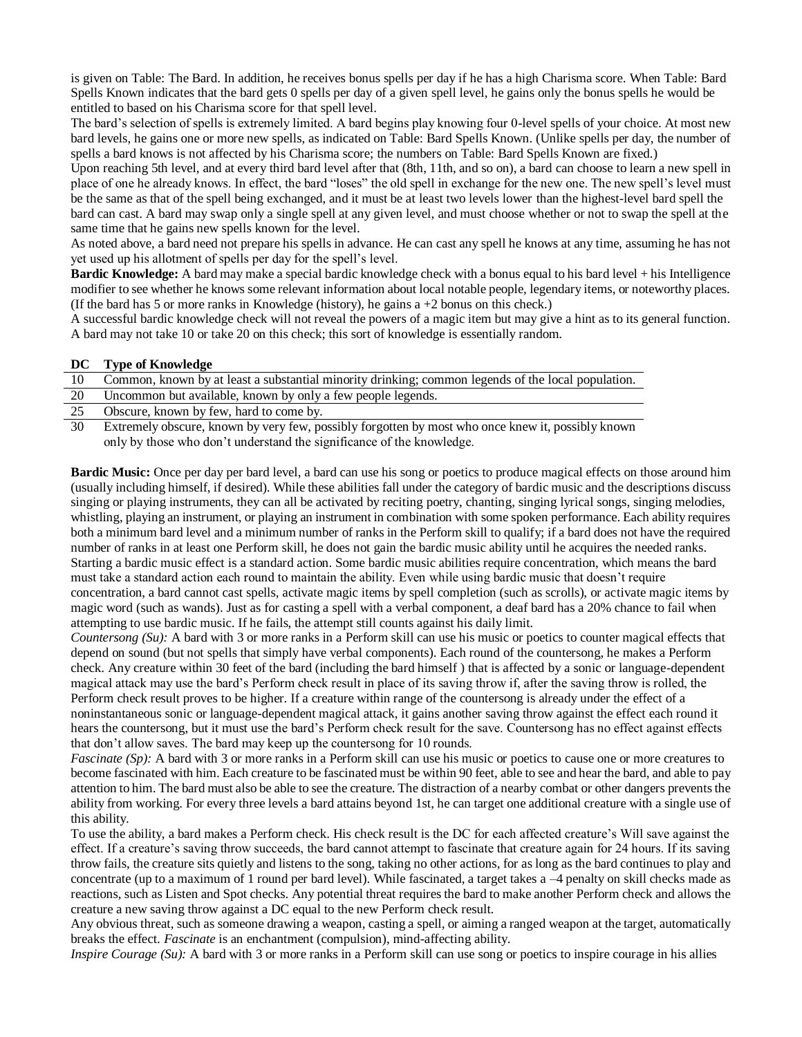is given on Table: The Bard. In addition, he receives bonus spells per day if he has a high Charisma score. When Table: Bard Spells Known indicates that the bard gets 0 spells per day of a given spell level, he gains only the bonus spells he would be entitled to based on his Charisma score for that spell level.

The bard's selection of spells is extremely limited. A bard begins play knowing four 0-level spells of your choice. At most new bard levels, he gains one or more new spells, as indicated on Table: Bard Spells Known. (Unlike spells per day, the number of spells a bard knows is not affected by his Charisma score; the numbers on Table: Bard Spells Known are fixed.)

Upon reaching 5th level, and at every third bard level after that (8th, 11th, and so on), a bard can choose to learn a new spell in place of one he already knows. In effect, the bard "loses" the old spell in exchange for the new one. The new spell's level must be the same as that of the spell being exchanged, and it must be at least two levels lower than the highest-level bard spell the bard can cast. A bard may swap only a single spell at any given level, and must choose whether or not to swap the spell at the same time that he gains new spells known for the level.

As noted above, a bard need not prepare his spells in advance. He can cast any spell he knows at any time, assuming he has not yet used up his allotment of spells per day for the spell's level.

**Bardic Knowledge:** A bard may make a special bardic knowledge check with a bonus equal to his bard level + his Intelligence modifier to see whether he knows some relevant information about local notable people, legendary items, or noteworthy places. (If the bard has 5 or more ranks in Knowledge (history), he gains a +2 bonus on this check.)

A successful bardic knowledge check will not reveal the powers of a magic item but may give a hint as to its general function. A bard may not take 10 or take 20 on this check; this sort of knowledge is essentially random.

| DC | Type of Knowledge |
|---|---|
| 10 | Common, known by at least a substantial minority drinking; common legends of the local population. |
| 20 | Uncommon but available, known by only a few people legends. |
| 25 | Obscure, known by few, hard to come by. |
| 30 | Extremely obscure, known by very few, possibly forgotten by most who once knew it, possibly known only by those who don't understand the significance of the knowledge. |

**Bardic Music:** Once per day per bard level, a bard can use his song or poetics to produce magical effects on those around him (usually including himself, if desired). While these abilities fall under the category of bardic music and the descriptions discuss singing or playing instruments, they can all be activated by reciting poetry, chanting, singing lyrical songs, singing melodies, whistling, playing an instrument, or playing an instrument in combination with some spoken performance. Each ability requires both a minimum bard level and a minimum number of ranks in the Perform skill to qualify; if a bard does not have the required number of ranks in at least one Perform skill, he does not gain the bardic music ability until he acquires the needed ranks. Starting a bardic music effect is a standard action. Some bardic music abilities require concentration, which means the bard must take a standard action each round to maintain the ability. Even while using bardic music that doesn't require concentration, a bard cannot cast spells, activate magic items by spell completion (such as scrolls), or activate magic items by magic word (such as wands). Just as for casting a spell with a verbal component, a deaf bard has a 20% chance to fail when attempting to use bardic music. If he fails, the attempt still counts against his daily limit.

*Countersong (Su):* A bard with 3 or more ranks in a Perform skill can use his music or poetics to counter magical effects that depend on sound (but not spells that simply have verbal components). Each round of the countersong, he makes a Perform check. Any creature within 30 feet of the bard (including the bard himself ) that is affected by a sonic or language-dependent magical attack may use the bard's Perform check result in place of its saving throw if, after the saving throw is rolled, the Perform check result proves to be higher. If a creature within range of the countersong is already under the effect of a noninstantaneous sonic or language-dependent magical attack, it gains another saving throw against the effect each round it hears the countersong, but it must use the bard's Perform check result for the save. Countersong has no effect against effects that don't allow saves. The bard may keep up the countersong for 10 rounds.

*Fascinate (Sp):* A bard with 3 or more ranks in a Perform skill can use his music or poetics to cause one or more creatures to become fascinated with him. Each creature to be fascinated must be within 90 feet, able to see and hear the bard, and able to pay attention to him. The bard must also be able to see the creature. The distraction of a nearby combat or other dangers prevents the ability from working. For every three levels a bard attains beyond 1st, he can target one additional creature with a single use of this ability.

To use the ability, a bard makes a Perform check. His check result is the DC for each affected creature's Will save against the effect. If a creature's saving throw succeeds, the bard cannot attempt to fascinate that creature again for 24 hours. If its saving throw fails, the creature sits quietly and listens to the song, taking no other actions, for as long as the bard continues to play and concentrate (up to a maximum of 1 round per bard level). While fascinated, a target takes a –4 penalty on skill checks made as reactions, such as Listen and Spot checks. Any potential threat requires the bard to make another Perform check and allows the creature a new saving throw against a DC equal to the new Perform check result.

Any obvious threat, such as someone drawing a weapon, casting a spell, or aiming a ranged weapon at the target, automatically breaks the effect. *Fascinate* is an enchantment (compulsion), mind-affecting ability.

*Inspire Courage (Su):* A bard with 3 or more ranks in a Perform skill can use song or poetics to inspire courage in his allies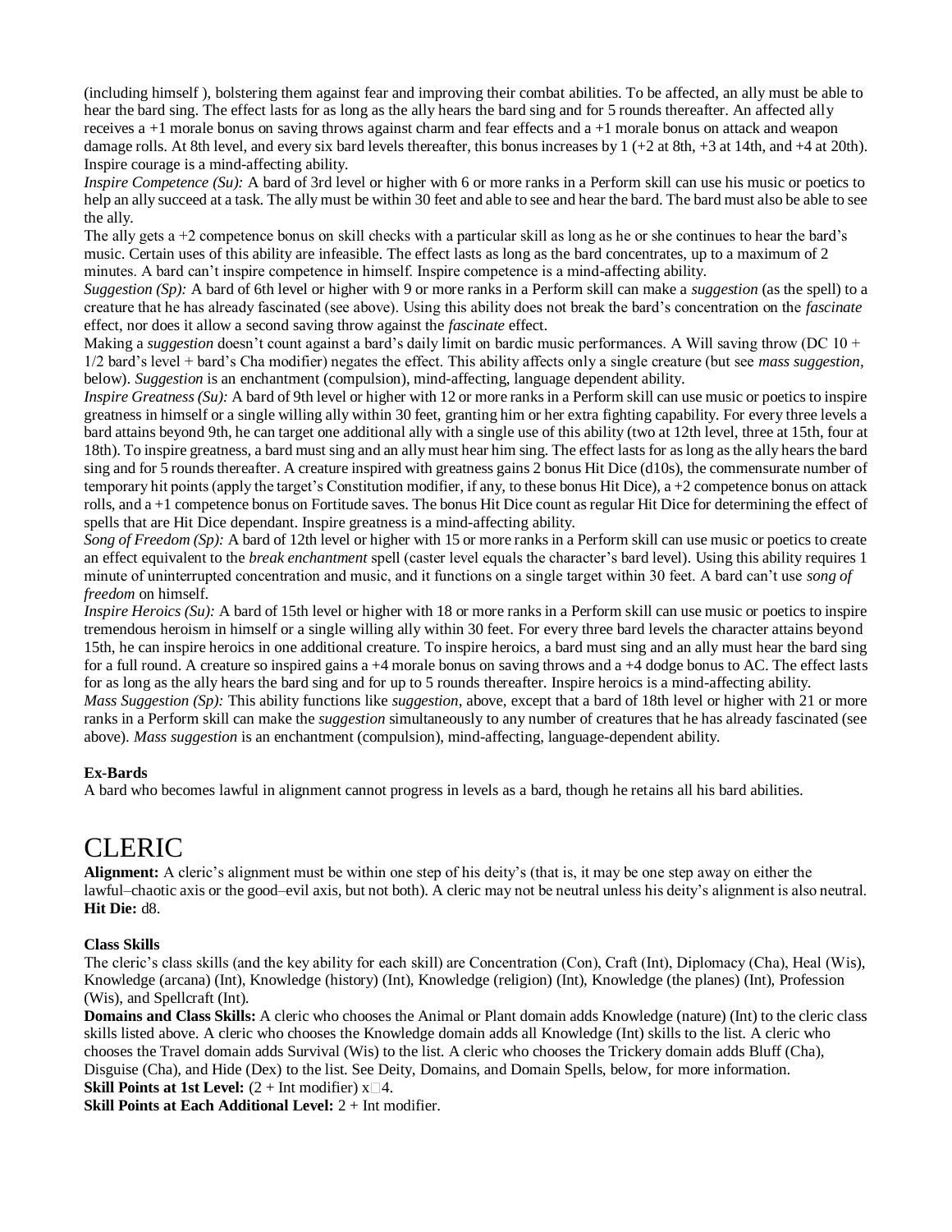(including himself ), bolstering them against fear and improving their combat abilities. To be affected, an ally must be able to hear the bard sing. The effect lasts for as long as the ally hears the bard sing and for 5 rounds thereafter. An affected ally receives a +1 morale bonus on saving throws against charm and fear effects and a +1 morale bonus on attack and weapon damage rolls. At 8th level, and every six bard levels thereafter, this bonus increases by 1 (+2 at 8th, +3 at 14th, and +4 at 20th). Inspire courage is a mind-affecting ability.

*Inspire Competence (Su):* A bard of 3rd level or higher with 6 or more ranks in a Perform skill can use his music or poetics to help an ally succeed at a task. The ally must be within 30 feet and able to see and hear the bard. The bard must also be able to see the ally.

The ally gets a +2 competence bonus on skill checks with a particular skill as long as he or she continues to hear the bard's music. Certain uses of this ability are infeasible. The effect lasts as long as the bard concentrates, up to a maximum of 2 minutes. A bard can't inspire competence in himself. Inspire competence is a mind-affecting ability.

*Suggestion (Sp):* A bard of 6th level or higher with 9 or more ranks in a Perform skill can make a *suggestion* (as the spell) to a creature that he has already fascinated (see above). Using this ability does not break the bard's concentration on the *fascinate* effect, nor does it allow a second saving throw against the *fascinate* effect.

Making a *suggestion* doesn't count against a bard's daily limit on bardic music performances. A Will saving throw (DC 10 + 1/2 bard's level + bard's Cha modifier) negates the effect. This ability affects only a single creature (but see *mass suggestion*, below). *Suggestion* is an enchantment (compulsion), mind-affecting, language dependent ability.

*Inspire Greatness (Su):* A bard of 9th level or higher with 12 or more ranks in a Perform skill can use music or poetics to inspire greatness in himself or a single willing ally within 30 feet, granting him or her extra fighting capability. For every three levels a bard attains beyond 9th, he can target one additional ally with a single use of this ability (two at 12th level, three at 15th, four at 18th). To inspire greatness, a bard must sing and an ally must hear him sing. The effect lasts for as long as the ally hears the bard sing and for 5 rounds thereafter. A creature inspired with greatness gains 2 bonus Hit Dice (d10s), the commensurate number of temporary hit points (apply the target's Constitution modifier, if any, to these bonus Hit Dice), a +2 competence bonus on attack rolls, and a +1 competence bonus on Fortitude saves. The bonus Hit Dice count as regular Hit Dice for determining the effect of spells that are Hit Dice dependant. Inspire greatness is a mind-affecting ability.

*Song of Freedom (Sp):* A bard of 12th level or higher with 15 or more ranks in a Perform skill can use music or poetics to create an effect equivalent to the *break enchantment* spell (caster level equals the character's bard level). Using this ability requires 1 minute of uninterrupted concentration and music, and it functions on a single target within 30 feet. A bard can't use *song of freedom* on himself.

*Inspire Heroics (Su):* A bard of 15th level or higher with 18 or more ranks in a Perform skill can use music or poetics to inspire tremendous heroism in himself or a single willing ally within 30 feet. For every three bard levels the character attains beyond 15th, he can inspire heroics in one additional creature. To inspire heroics, a bard must sing and an ally must hear the bard sing for a full round. A creature so inspired gains a +4 morale bonus on saving throws and a +4 dodge bonus to AC. The effect lasts for as long as the ally hears the bard sing and for up to 5 rounds thereafter. Inspire heroics is a mind-affecting ability.

*Mass Suggestion (Sp):* This ability functions like *suggestion*, above, except that a bard of 18th level or higher with 21 or more ranks in a Perform skill can make the *suggestion* simultaneously to any number of creatures that he has already fascinated (see above). *Mass suggestion* is an enchantment (compulsion), mind-affecting, language-dependent ability.

**Ex-Bards**

A bard who becomes lawful in alignment cannot progress in levels as a bard, though he retains all his bard abilities.

# CLERIC

**Alignment:** A cleric's alignment must be within one step of his deity's (that is, it may be one step away on either the lawful–chaotic axis or the good–evil axis, but not both). A cleric may not be neutral unless his deity's alignment is also neutral.

**Hit Die:** d8.

**Class Skills**

The cleric's class skills (and the key ability for each skill) are Concentration (Con), Craft (Int), Diplomacy (Cha), Heal (Wis), Knowledge (arcana) (Int), Knowledge (history) (Int), Knowledge (religion) (Int), Knowledge (the planes) (Int), Profession (Wis), and Spellcraft (Int).

**Domains and Class Skills:** A cleric who chooses the Animal or Plant domain adds Knowledge (nature) (Int) to the cleric class skills listed above. A cleric who chooses the Knowledge domain adds all Knowledge (Int) skills to the list. A cleric who chooses the Travel domain adds Survival (Wis) to the list. A cleric who chooses the Trickery domain adds Bluff (Cha), Disguise (Cha), and Hide (Dex) to the list. See Deity, Domains, and Domain Spells, below, for more information.

**Skill Points at 1st Level:** (2 + Int modifier) x□4.

**Skill Points at Each Additional Level:** 2 + Int modifier.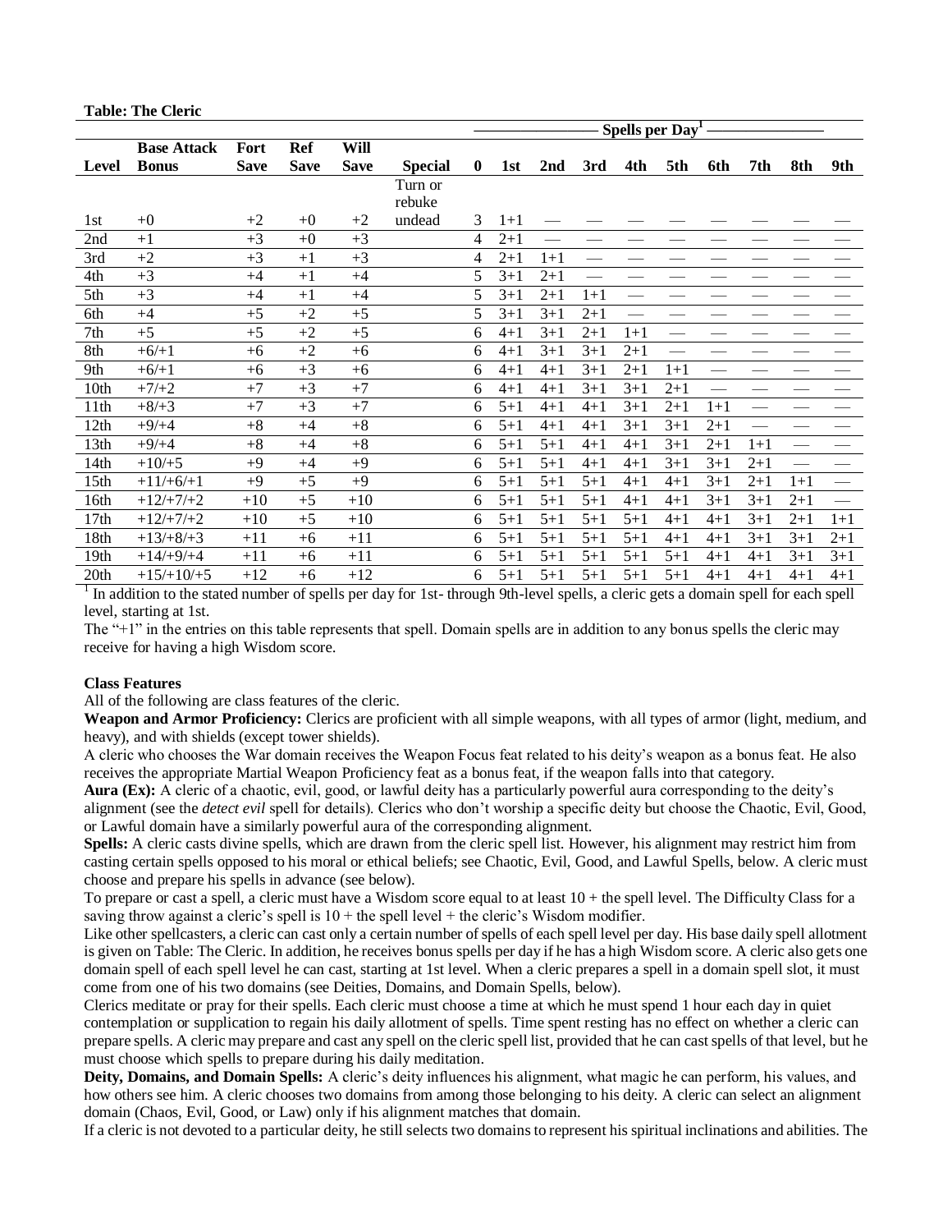**Table: The Cleric**

| | | | | | | Spells per Day[1] | | | | | | | | | |
|---|---|---|---|---|---|---|---|---|---|---|---|---|---|---|---|
| **Level** | **Base Attack Bonus** | **Fort Save** | **Ref Save** | **Will Save** | **Special** | **0** | **1st** | **2nd** | **3rd** | **4th** | **5th** | **6th** | **7th** | **8th** | **9th** |
| 1st | +0 | +2 | +0 | +2 | Turn or rebuke undead | 3 | 1+1 | — | — | — | — | — | — | — | — |
| 2nd | +1 | +3 | +0 | +3 | | 4 | 2+1 | — | — | — | — | — | — | — | — |
| 3rd | +2 | +3 | +1 | +3 | | 4 | 2+1 | 1+1 | — | — | — | — | — | — | — |
| 4th | +3 | +4 | +1 | +4 | | 5 | 3+1 | 2+1 | — | — | — | — | — | — | — |
| 5th | +3 | +4 | +1 | +4 | | 5 | 3+1 | 2+1 | 1+1 | — | — | — | — | — | — |
| 6th | +4 | +5 | +2 | +5 | | 5 | 3+1 | 3+1 | 2+1 | — | — | — | — | — | — |
| 7th | +5 | +5 | +2 | +5 | | 6 | 4+1 | 3+1 | 2+1 | 1+1 | — | — | — | — | — |
| 8th | +6/+1 | +6 | +2 | +6 | | 6 | 4+1 | 3+1 | 3+1 | 2+1 | — | — | — | — | — |
| 9th | +6/+1 | +6 | +3 | +6 | | 6 | 4+1 | 4+1 | 3+1 | 2+1 | 1+1 | — | — | — | — |
| 10th | +7/+2 | +7 | +3 | +7 | | 6 | 4+1 | 4+1 | 3+1 | 3+1 | 2+1 | — | — | — | — |
| 11th | +8/+3 | +7 | +3 | +7 | | 6 | 5+1 | 4+1 | 4+1 | 3+1 | 2+1 | 1+1 | — | — | — |
| 12th | +9/+4 | +8 | +4 | +8 | | 6 | 5+1 | 4+1 | 4+1 | 3+1 | 3+1 | 2+1 | — | — | — |
| 13th | +9/+4 | +8 | +4 | +8 | | 6 | 5+1 | 5+1 | 4+1 | 4+1 | 3+1 | 2+1 | 1+1 | — | — |
| 14th | +10/+5 | +9 | +4 | +9 | | 6 | 5+1 | 5+1 | 4+1 | 4+1 | 3+1 | 3+1 | 2+1 | — | — |
| 15th | +11/+6/+1 | +9 | +5 | +9 | | 6 | 5+1 | 5+1 | 5+1 | 4+1 | 4+1 | 3+1 | 2+1 | 1+1 | — |
| 16th | +12/+7/+2 | +10 | +5 | +10 | | 6 | 5+1 | 5+1 | 5+1 | 4+1 | 4+1 | 3+1 | 3+1 | 2+1 | — |
| 17th | +12/+7/+2 | +10 | +5 | +10 | | 6 | 5+1 | 5+1 | 5+1 | 5+1 | 4+1 | 4+1 | 3+1 | 2+1 | 1+1 |
| 18th | +13/+8/+3 | +11 | +6 | +11 | | 6 | 5+1 | 5+1 | 5+1 | 5+1 | 4+1 | 4+1 | 3+1 | 3+1 | 2+1 |
| 19th | +14/+9/+4 | +11 | +6 | +11 | | 6 | 5+1 | 5+1 | 5+1 | 5+1 | 5+1 | 4+1 | 4+1 | 3+1 | 3+1 |
| 20th | +15/+10/+5 | +12 | +6 | +12 | | 6 | 5+1 | 5+1 | 5+1 | 5+1 | 5+1 | 4+1 | 4+1 | 4+1 | 4+1 |

[1] In addition to the stated number of spells per day for 1st- through 9th-level spells, a cleric gets a domain spell for each spell level, starting at 1st.

The "+1" in the entries on this table represents that spell. Domain spells are in addition to any bonus spells the cleric may receive for having a high Wisdom score.

**Class Features**

All of the following are class features of the cleric.

**Weapon and Armor Proficiency:** Clerics are proficient with all simple weapons, with all types of armor (light, medium, and heavy), and with shields (except tower shields).

A cleric who chooses the War domain receives the Weapon Focus feat related to his deity's weapon as a bonus feat. He also receives the appropriate Martial Weapon Proficiency feat as a bonus feat, if the weapon falls into that category.

**Aura (Ex):** A cleric of a chaotic, evil, good, or lawful deity has a particularly powerful aura corresponding to the deity's alignment (see the *detect evil* spell for details). Clerics who don't worship a specific deity but choose the Chaotic, Evil, Good, or Lawful domain have a similarly powerful aura of the corresponding alignment.

**Spells:** A cleric casts divine spells, which are drawn from the cleric spell list. However, his alignment may restrict him from casting certain spells opposed to his moral or ethical beliefs; see Chaotic, Evil, Good, and Lawful Spells, below. A cleric must choose and prepare his spells in advance (see below).

To prepare or cast a spell, a cleric must have a Wisdom score equal to at least 10 + the spell level. The Difficulty Class for a saving throw against a cleric's spell is 10 + the spell level + the cleric's Wisdom modifier.

Like other spellcasters, a cleric can cast only a certain number of spells of each spell level per day. His base daily spell allotment is given on Table: The Cleric. In addition, he receives bonus spells per day if he has a high Wisdom score. A cleric also gets one domain spell of each spell level he can cast, starting at 1st level. When a cleric prepares a spell in a domain spell slot, it must come from one of his two domains (see Deities, Domains, and Domain Spells, below).

Clerics meditate or pray for their spells. Each cleric must choose a time at which he must spend 1 hour each day in quiet contemplation or supplication to regain his daily allotment of spells. Time spent resting has no effect on whether a cleric can prepare spells. A cleric may prepare and cast any spell on the cleric spell list, provided that he can cast spells of that level, but he must choose which spells to prepare during his daily meditation.

**Deity, Domains, and Domain Spells:** A cleric's deity influences his alignment, what magic he can perform, his values, and how others see him. A cleric chooses two domains from among those belonging to his deity. A cleric can select an alignment domain (Chaos, Evil, Good, or Law) only if his alignment matches that domain.

If a cleric is not devoted to a particular deity, he still selects two domains to represent his spiritual inclinations and abilities. The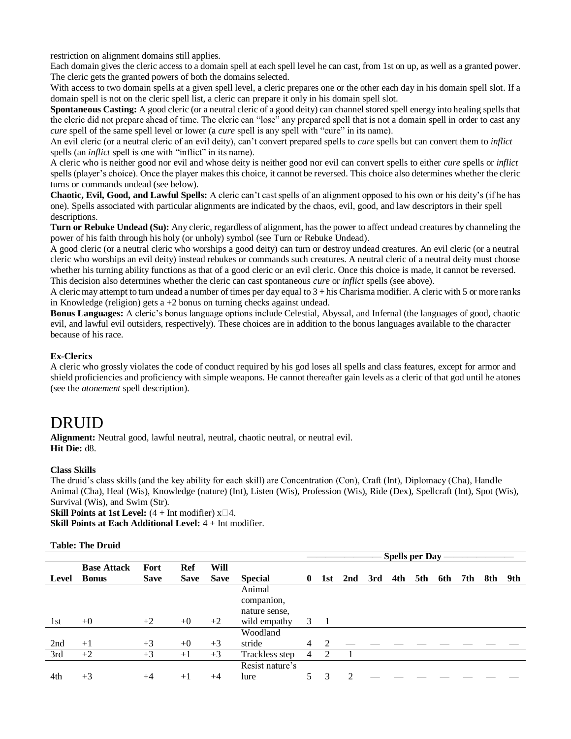restriction on alignment domains still applies.

Each domain gives the cleric access to a domain spell at each spell level he can cast, from 1st on up, as well as a granted power. The cleric gets the granted powers of both the domains selected.

With access to two domain spells at a given spell level, a cleric prepares one or the other each day in his domain spell slot. If a domain spell is not on the cleric spell list, a cleric can prepare it only in his domain spell slot.

**Spontaneous Casting:** A good cleric (or a neutral cleric of a good deity) can channel stored spell energy into healing spells that the cleric did not prepare ahead of time. The cleric can "lose" any prepared spell that is not a domain spell in order to cast any *cure* spell of the same spell level or lower (a *cure* spell is any spell with "cure" in its name).

An evil cleric (or a neutral cleric of an evil deity), can't convert prepared spells to *cure* spells but can convert them to *inflict* spells (an *inflict* spell is one with "inflict" in its name).

A cleric who is neither good nor evil and whose deity is neither good nor evil can convert spells to either *cure* spells or *inflict* spells (player's choice). Once the player makes this choice, it cannot be reversed. This choice also determines whether the cleric turns or commands undead (see below).

**Chaotic, Evil, Good, and Lawful Spells:** A cleric can't cast spells of an alignment opposed to his own or his deity's (if he has one). Spells associated with particular alignments are indicated by the chaos, evil, good, and law descriptors in their spell descriptions.

**Turn or Rebuke Undead (Su):** Any cleric, regardless of alignment, has the power to affect undead creatures by channeling the power of his faith through his holy (or unholy) symbol (see Turn or Rebuke Undead).

A good cleric (or a neutral cleric who worships a good deity) can turn or destroy undead creatures. An evil cleric (or a neutral cleric who worships an evil deity) instead rebukes or commands such creatures. A neutral cleric of a neutral deity must choose whether his turning ability functions as that of a good cleric or an evil cleric. Once this choice is made, it cannot be reversed. This decision also determines whether the cleric can cast spontaneous *cure* or *inflict* spells (see above).

A cleric may attempt to turn undead a number of times per day equal to 3 + his Charisma modifier. A cleric with 5 or more ranks in Knowledge (religion) gets a +2 bonus on turning checks against undead.

**Bonus Languages:** A cleric's bonus language options include Celestial, Abyssal, and Infernal (the languages of good, chaotic evil, and lawful evil outsiders, respectively). These choices are in addition to the bonus languages available to the character because of his race.

### Ex-Clerics

A cleric who grossly violates the code of conduct required by his god loses all spells and class features, except for armor and shield proficiencies and proficiency with simple weapons. He cannot thereafter gain levels as a cleric of that god until he atones (see the *atonement* spell description).

# DRUID

**Alignment:** Neutral good, lawful neutral, neutral, chaotic neutral, or neutral evil.
**Hit Die:** d8.

### Class Skills

The druid's class skills (and the key ability for each skill) are Concentration (Con), Craft (Int), Diplomacy (Cha), Handle Animal (Cha), Heal (Wis), Knowledge (nature) (Int), Listen (Wis), Profession (Wis), Ride (Dex), Spellcraft (Int), Spot (Wis), Survival (Wis), and Swim (Str).

**Skill Points at 1st Level:** (4 + Int modifier) x□4.
**Skill Points at Each Additional Level:** 4 + Int modifier.

**Table: The Druid**

| | | | | | | Spells per Day | | | | | | | | | |
|---|---|---|---|---|---|---|---|---|---|---|---|---|---|---|---|
| Level | Base Attack Bonus | Fort Save | Ref Save | Will Save | Special | 0 | 1st | 2nd | 3rd | 4th | 5th | 6th | 7th | 8th | 9th |
| 1st | +0 | +2 | +0 | +2 | Animal companion, nature sense, wild empathy | 3 | 1 | — | — | — | — | — | — | — | — |
| 2nd | +1 | +3 | +0 | +3 | Woodland stride | 4 | 2 | — | — | — | — | — | — | — | — |
| 3rd | +2 | +3 | +1 | +3 | Trackless step | 4 | 2 | 1 | — | — | — | — | — | — | — |
| 4th | +3 | +4 | +1 | +4 | Resist nature's lure | 5 | 3 | 2 | — | — | — | — | — | — | — |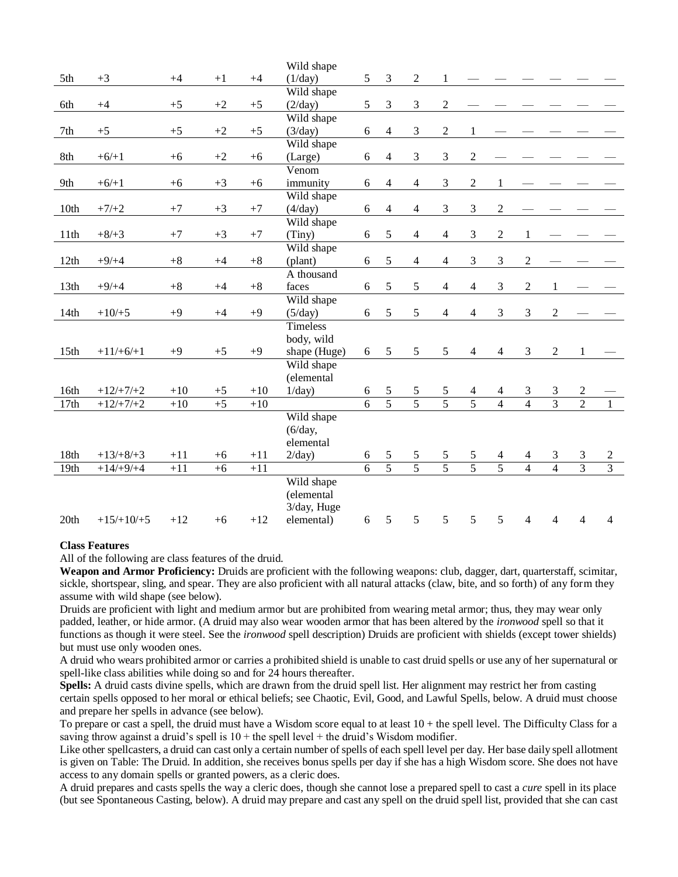| | | | | | | | | | | | | | | | |
|---|---|---|---|---|---|---|---|---|---|---|---|---|---|---|---|
| 5th | +3 | +4 | +1 | +4 | Wild shape (1/day) | 5 | 3 | 2 | 1 | — | — | — | — | — | — |
| 6th | +4 | +5 | +2 | +5 | Wild shape (2/day) | 5 | 3 | 3 | 2 | — | — | — | — | — | — |
| 7th | +5 | +5 | +2 | +5 | Wild shape (3/day) | 6 | 4 | 3 | 2 | 1 | — | — | — | — | — |
| 8th | +6/+1 | +6 | +2 | +6 | Wild shape (Large) | 6 | 4 | 3 | 3 | 2 | — | — | — | — | — |
| 9th | +6/+1 | +6 | +3 | +6 | Venom immunity | 6 | 4 | 4 | 3 | 2 | 1 | — | — | — | — |
| 10th | +7/+2 | +7 | +3 | +7 | Wild shape (4/day) | 6 | 4 | 4 | 3 | 3 | 2 | — | — | — | — |
| 11th | +8/+3 | +7 | +3 | +7 | Wild shape (Tiny) | 6 | 5 | 4 | 4 | 3 | 2 | 1 | — | — | — |
| 12th | +9/+4 | +8 | +4 | +8 | Wild shape (plant) | 6 | 5 | 4 | 4 | 3 | 3 | 2 | — | — | — |
| 13th | +9/+4 | +8 | +4 | +8 | A thousand faces | 6 | 5 | 5 | 4 | 4 | 3 | 2 | 1 | — | — |
| 14th | +10/+5 | +9 | +4 | +9 | Wild shape (5/day) | 6 | 5 | 5 | 4 | 4 | 3 | 3 | 2 | — | — |
| 15th | +11/+6/+1 | +9 | +5 | +9 | Timeless body, wild shape (Huge) | 6 | 5 | 5 | 5 | 4 | 4 | 3 | 2 | 1 | — |
| 16th | +12/+7/+2 | +10 | +5 | +10 | Wild shape (elemental 1/day) | 6 | 5 | 5 | 5 | 4 | 4 | 3 | 3 | 2 | — |
| 17th | +12/+7/+2 | +10 | +5 | +10 | | 6 | 5 | 5 | 5 | 5 | 4 | 4 | 3 | 2 | 1 |
| 18th | +13/+8/+3 | +11 | +6 | +11 | Wild shape (6/day, elemental 2/day) | 6 | 5 | 5 | 5 | 5 | 4 | 4 | 3 | 3 | 2 |
| 19th | +14/+9/+4 | +11 | +6 | +11 | | 6 | 5 | 5 | 5 | 5 | 5 | 4 | 4 | 3 | 3 |
| 20th | +15/+10/+5 | +12 | +6 | +12 | Wild shape (elemental 3/day, Huge elemental) | 6 | 5 | 5 | 5 | 5 | 5 | 4 | 4 | 4 | 4 |

**Class Features**

All of the following are class features of the druid.

**Weapon and Armor Proficiency:** Druids are proficient with the following weapons: club, dagger, dart, quarterstaff, scimitar, sickle, shortspear, sling, and spear. They are also proficient with all natural attacks (claw, bite, and so forth) of any form they assume with wild shape (see below).

Druids are proficient with light and medium armor but are prohibited from wearing metal armor; thus, they may wear only padded, leather, or hide armor. (A druid may also wear wooden armor that has been altered by the *ironwood* spell so that it functions as though it were steel. See the *ironwood* spell description) Druids are proficient with shields (except tower shields) but must use only wooden ones.

A druid who wears prohibited armor or carries a prohibited shield is unable to cast druid spells or use any of her supernatural or spell-like class abilities while doing so and for 24 hours thereafter.

**Spells:** A druid casts divine spells, which are drawn from the druid spell list. Her alignment may restrict her from casting certain spells opposed to her moral or ethical beliefs; see Chaotic, Evil, Good, and Lawful Spells, below. A druid must choose and prepare her spells in advance (see below).

To prepare or cast a spell, the druid must have a Wisdom score equal to at least 10 + the spell level. The Difficulty Class for a saving throw against a druid's spell is 10 + the spell level + the druid's Wisdom modifier.

Like other spellcasters, a druid can cast only a certain number of spells of each spell level per day. Her base daily spell allotment is given on Table: The Druid. In addition, she receives bonus spells per day if she has a high Wisdom score. She does not have access to any domain spells or granted powers, as a cleric does.

A druid prepares and casts spells the way a cleric does, though she cannot lose a prepared spell to cast a *cure* spell in its place (but see Spontaneous Casting, below). A druid may prepare and cast any spell on the druid spell list, provided that she can cast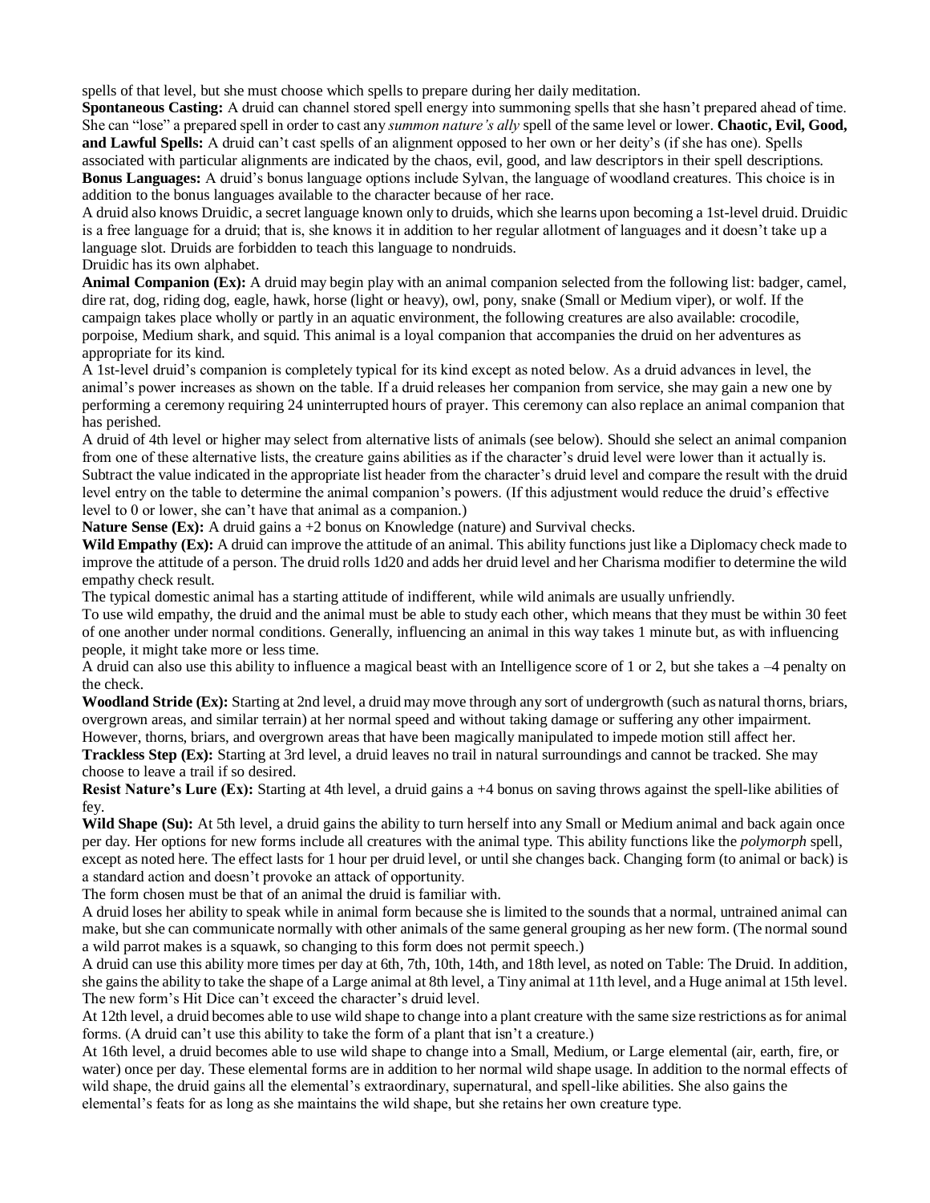spells of that level, but she must choose which spells to prepare during her daily meditation.

**Spontaneous Casting:** A druid can channel stored spell energy into summoning spells that she hasn't prepared ahead of time. She can "lose" a prepared spell in order to cast any *summon nature's ally* spell of the same level or lower. **Chaotic, Evil, Good, and Lawful Spells:** A druid can't cast spells of an alignment opposed to her own or her deity's (if she has one). Spells associated with particular alignments are indicated by the chaos, evil, good, and law descriptors in their spell descriptions.

**Bonus Languages:** A druid's bonus language options include Sylvan, the language of woodland creatures. This choice is in addition to the bonus languages available to the character because of her race.

A druid also knows Druidic, a secret language known only to druids, which she learns upon becoming a 1st-level druid. Druidic is a free language for a druid; that is, she knows it in addition to her regular allotment of languages and it doesn't take up a language slot. Druids are forbidden to teach this language to nondruids.

Druidic has its own alphabet.

**Animal Companion (Ex):** A druid may begin play with an animal companion selected from the following list: badger, camel, dire rat, dog, riding dog, eagle, hawk, horse (light or heavy), owl, pony, snake (Small or Medium viper), or wolf. If the campaign takes place wholly or partly in an aquatic environment, the following creatures are also available: crocodile, porpoise, Medium shark, and squid. This animal is a loyal companion that accompanies the druid on her adventures as appropriate for its kind.

A 1st-level druid's companion is completely typical for its kind except as noted below. As a druid advances in level, the animal's power increases as shown on the table. If a druid releases her companion from service, she may gain a new one by performing a ceremony requiring 24 uninterrupted hours of prayer. This ceremony can also replace an animal companion that has perished.

A druid of 4th level or higher may select from alternative lists of animals (see below). Should she select an animal companion from one of these alternative lists, the creature gains abilities as if the character's druid level were lower than it actually is. Subtract the value indicated in the appropriate list header from the character's druid level and compare the result with the druid level entry on the table to determine the animal companion's powers. (If this adjustment would reduce the druid's effective level to 0 or lower, she can't have that animal as a companion.)

**Nature Sense (Ex):** A druid gains a +2 bonus on Knowledge (nature) and Survival checks.

**Wild Empathy (Ex):** A druid can improve the attitude of an animal. This ability functions just like a Diplomacy check made to improve the attitude of a person. The druid rolls 1d20 and adds her druid level and her Charisma modifier to determine the wild empathy check result.

The typical domestic animal has a starting attitude of indifferent, while wild animals are usually unfriendly.

To use wild empathy, the druid and the animal must be able to study each other, which means that they must be within 30 feet of one another under normal conditions. Generally, influencing an animal in this way takes 1 minute but, as with influencing people, it might take more or less time.

A druid can also use this ability to influence a magical beast with an Intelligence score of 1 or 2, but she takes a –4 penalty on the check.

**Woodland Stride (Ex):** Starting at 2nd level, a druid may move through any sort of undergrowth (such as natural thorns, briars, overgrown areas, and similar terrain) at her normal speed and without taking damage or suffering any other impairment. However, thorns, briars, and overgrown areas that have been magically manipulated to impede motion still affect her.

**Trackless Step (Ex):** Starting at 3rd level, a druid leaves no trail in natural surroundings and cannot be tracked. She may choose to leave a trail if so desired.

**Resist Nature's Lure (Ex):** Starting at 4th level, a druid gains a +4 bonus on saving throws against the spell-like abilities of fey.

**Wild Shape (Su):** At 5th level, a druid gains the ability to turn herself into any Small or Medium animal and back again once per day. Her options for new forms include all creatures with the animal type. This ability functions like the *polymorph* spell, except as noted here. The effect lasts for 1 hour per druid level, or until she changes back. Changing form (to animal or back) is a standard action and doesn't provoke an attack of opportunity.

The form chosen must be that of an animal the druid is familiar with.

A druid loses her ability to speak while in animal form because she is limited to the sounds that a normal, untrained animal can make, but she can communicate normally with other animals of the same general grouping as her new form. (The normal sound a wild parrot makes is a squawk, so changing to this form does not permit speech.)

A druid can use this ability more times per day at 6th, 7th, 10th, 14th, and 18th level, as noted on Table: The Druid. In addition, she gains the ability to take the shape of a Large animal at 8th level, a Tiny animal at 11th level, and a Huge animal at 15th level. The new form's Hit Dice can't exceed the character's druid level.

At 12th level, a druid becomes able to use wild shape to change into a plant creature with the same size restrictions as for animal forms. (A druid can't use this ability to take the form of a plant that isn't a creature.)

At 16th level, a druid becomes able to use wild shape to change into a Small, Medium, or Large elemental (air, earth, fire, or water) once per day. These elemental forms are in addition to her normal wild shape usage. In addition to the normal effects of wild shape, the druid gains all the elemental's extraordinary, supernatural, and spell-like abilities. She also gains the elemental's feats for as long as she maintains the wild shape, but she retains her own creature type.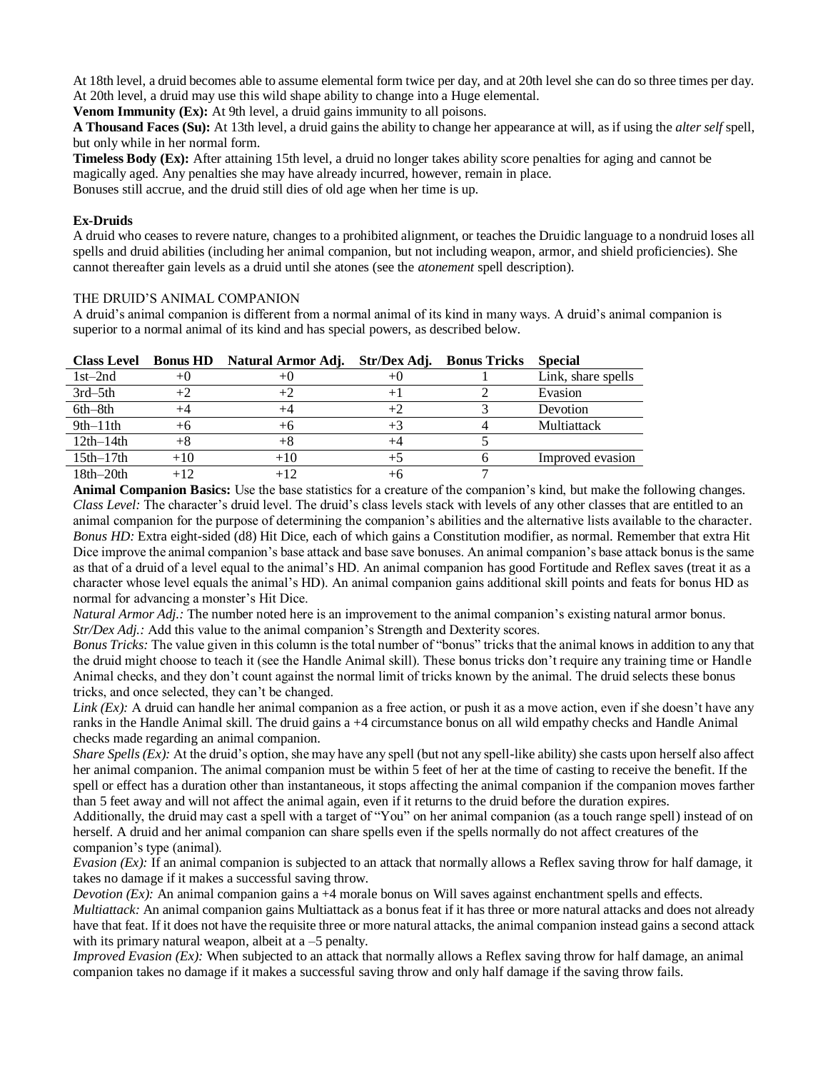At 18th level, a druid becomes able to assume elemental form twice per day, and at 20th level she can do so three times per day. At 20th level, a druid may use this wild shape ability to change into a Huge elemental.

**Venom Immunity (Ex):** At 9th level, a druid gains immunity to all poisons.

**A Thousand Faces (Su):** At 13th level, a druid gains the ability to change her appearance at will, as if using the *alter self* spell, but only while in her normal form.

**Timeless Body (Ex):** After attaining 15th level, a druid no longer takes ability score penalties for aging and cannot be magically aged. Any penalties she may have already incurred, however, remain in place.

Bonuses still accrue, and the druid still dies of old age when her time is up.

**Ex-Druids**

A druid who ceases to revere nature, changes to a prohibited alignment, or teaches the Druidic language to a nondruid loses all spells and druid abilities (including her animal companion, but not including weapon, armor, and shield proficiencies). She cannot thereafter gain levels as a druid until she atones (see the *atonement* spell description).

THE DRUID'S ANIMAL COMPANION

A druid's animal companion is different from a normal animal of its kind in many ways. A druid's animal companion is superior to a normal animal of its kind and has special powers, as described below.

| Class Level | Bonus HD | Natural Armor Adj. | Str/Dex Adj. | Bonus Tricks | Special |
|---|---|---|---|---|---|
| 1st–2nd | +0 | +0 | +0 | 1 | Link, share spells |
| 3rd–5th | +2 | +2 | +1 | 2 | Evasion |
| 6th–8th | +4 | +4 | +2 | 3 | Devotion |
| 9th–11th | +6 | +6 | +3 | 4 | Multiattack |
| 12th–14th | +8 | +8 | +4 | 5 | |
| 15th–17th | +10 | +10 | +5 | 6 | Improved evasion |
| 18th–20th | +12 | +12 | +6 | 7 | |

**Animal Companion Basics:** Use the base statistics for a creature of the companion's kind, but make the following changes.

*Class Level:* The character's druid level. The druid's class levels stack with levels of any other classes that are entitled to an animal companion for the purpose of determining the companion's abilities and the alternative lists available to the character.

*Bonus HD:* Extra eight-sided (d8) Hit Dice, each of which gains a Constitution modifier, as normal. Remember that extra Hit Dice improve the animal companion's base attack and base save bonuses. An animal companion's base attack bonus is the same as that of a druid of a level equal to the animal's HD. An animal companion has good Fortitude and Reflex saves (treat it as a character whose level equals the animal's HD). An animal companion gains additional skill points and feats for bonus HD as normal for advancing a monster's Hit Dice.

*Natural Armor Adj.:* The number noted here is an improvement to the animal companion's existing natural armor bonus.

*Str/Dex Adj.:* Add this value to the animal companion's Strength and Dexterity scores.

*Bonus Tricks:* The value given in this column is the total number of "bonus" tricks that the animal knows in addition to any that the druid might choose to teach it (see the Handle Animal skill). These bonus tricks don't require any training time or Handle Animal checks, and they don't count against the normal limit of tricks known by the animal. The druid selects these bonus tricks, and once selected, they can't be changed.

*Link (Ex):* A druid can handle her animal companion as a free action, or push it as a move action, even if she doesn't have any ranks in the Handle Animal skill. The druid gains a +4 circumstance bonus on all wild empathy checks and Handle Animal checks made regarding an animal companion.

*Share Spells (Ex):* At the druid's option, she may have any spell (but not any spell-like ability) she casts upon herself also affect her animal companion. The animal companion must be within 5 feet of her at the time of casting to receive the benefit. If the spell or effect has a duration other than instantaneous, it stops affecting the animal companion if the companion moves farther than 5 feet away and will not affect the animal again, even if it returns to the druid before the duration expires.

Additionally, the druid may cast a spell with a target of "You" on her animal companion (as a touch range spell) instead of on herself. A druid and her animal companion can share spells even if the spells normally do not affect creatures of the companion's type (animal).

*Evasion (Ex):* If an animal companion is subjected to an attack that normally allows a Reflex saving throw for half damage, it takes no damage if it makes a successful saving throw.

*Devotion (Ex):* An animal companion gains a +4 morale bonus on Will saves against enchantment spells and effects.

*Multiattack:* An animal companion gains Multiattack as a bonus feat if it has three or more natural attacks and does not already have that feat. If it does not have the requisite three or more natural attacks, the animal companion instead gains a second attack with its primary natural weapon, albeit at a –5 penalty.

*Improved Evasion (Ex):* When subjected to an attack that normally allows a Reflex saving throw for half damage, an animal companion takes no damage if it makes a successful saving throw and only half damage if the saving throw fails.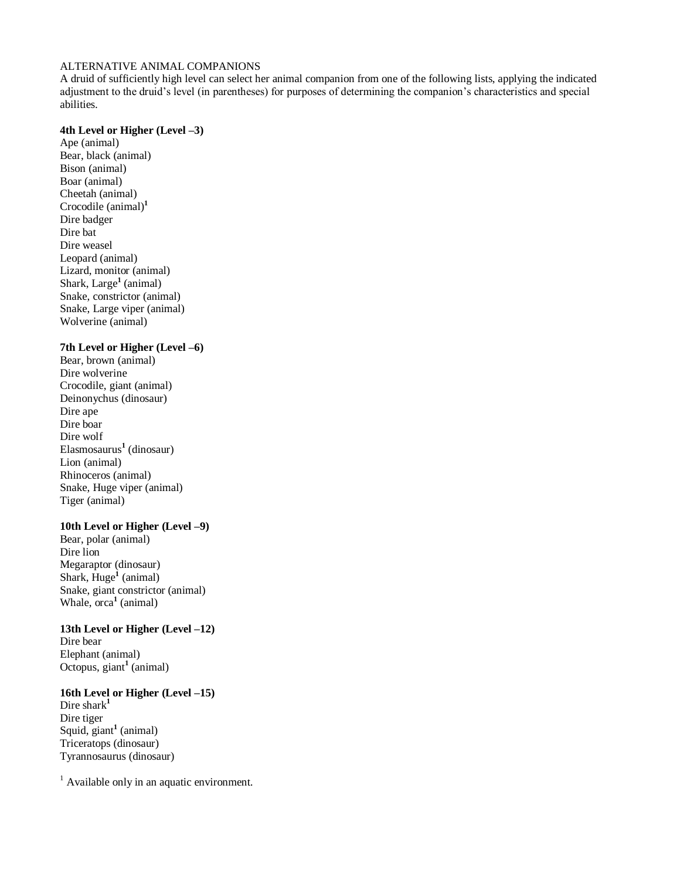ALTERNATIVE ANIMAL COMPANIONS

A druid of sufficiently high level can select her animal companion from one of the following lists, applying the indicated adjustment to the druid's level (in parentheses) for purposes of determining the companion's characteristics and special abilities.

**4th Level or Higher (Level –3)**

Ape (animal)
Bear, black (animal)
Bison (animal)
Boar (animal)
Cheetah (animal)
Crocodile (animal)[1]
Dire badger
Dire bat
Dire weasel
Leopard (animal)
Lizard, monitor (animal)
Shark, Large[1] (animal)
Snake, constrictor (animal)
Snake, Large viper (animal)
Wolverine (animal)

**7th Level or Higher (Level –6)**

Bear, brown (animal)
Dire wolverine
Crocodile, giant (animal)
Deinonychus (dinosaur)
Dire ape
Dire boar
Dire wolf
Elasmosaurus[1] (dinosaur)
Lion (animal)
Rhinoceros (animal)
Snake, Huge viper (animal)
Tiger (animal)

**10th Level or Higher (Level –9)**

Bear, polar (animal)
Dire lion
Megaraptor (dinosaur)
Shark, Huge[1] (animal)
Snake, giant constrictor (animal)
Whale, orca[1] (animal)

**13th Level or Higher (Level –12)**

Dire bear
Elephant (animal)
Octopus, giant[1] (animal)

**16th Level or Higher (Level –15)**

Dire shark[1]
Dire tiger
Squid, giant[1] (animal)
Triceratops (dinosaur)
Tyrannosaurus (dinosaur)

[1] Available only in an aquatic environment.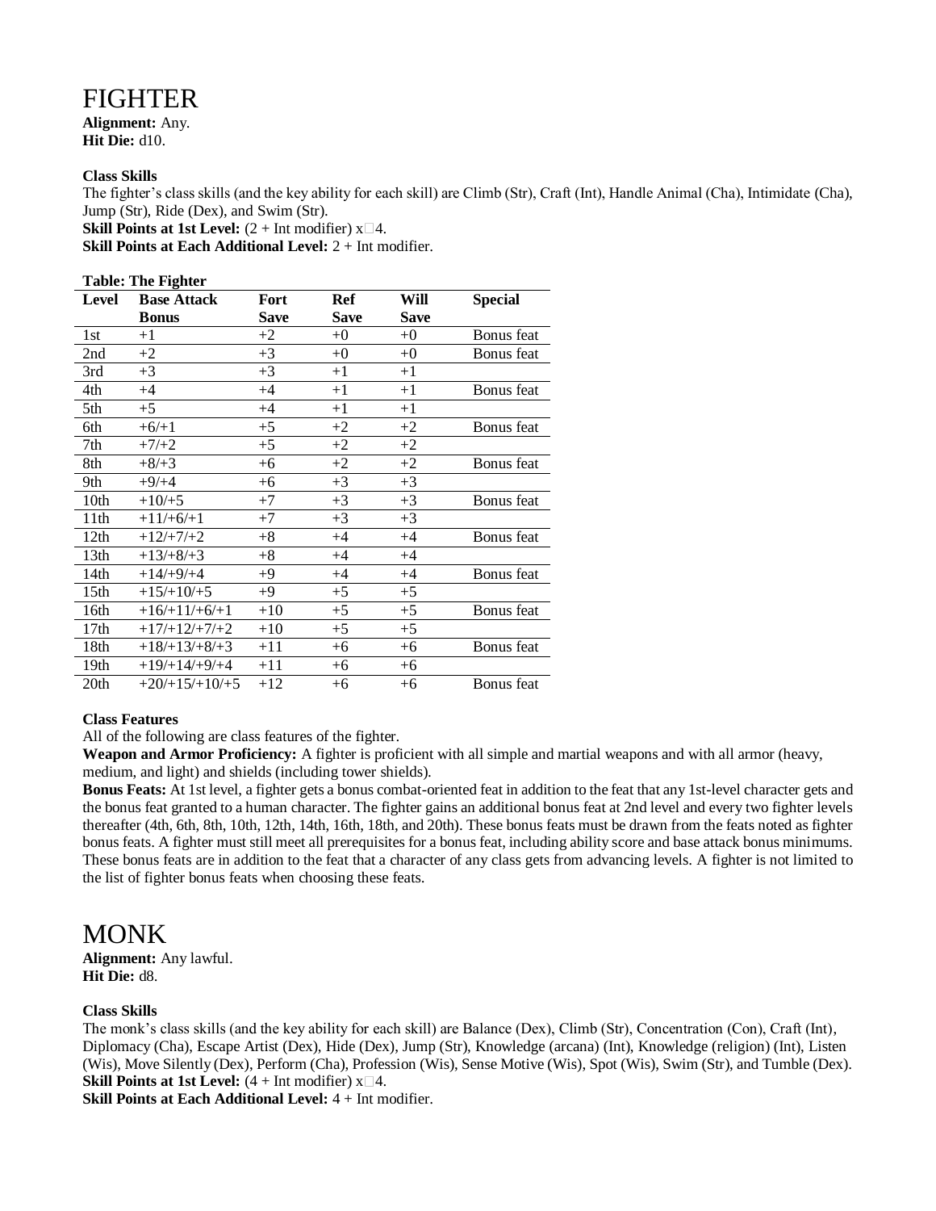# FIGHTER

**Alignment:** Any.
**Hit Die:** d10.

**Class Skills**

The fighter's class skills (and the key ability for each skill) are Climb (Str), Craft (Int), Handle Animal (Cha), Intimidate (Cha), Jump (Str), Ride (Dex), and Swim (Str).

**Skill Points at 1st Level:** (2 + Int modifier) x□4.
**Skill Points at Each Additional Level:** 2 + Int modifier.

**Table: The Fighter**

| Level | Base Attack Bonus | Fort Save | Ref Save | Will Save | Special |
|---|---|---|---|---|---|
| 1st | +1 | +2 | +0 | +0 | Bonus feat |
| 2nd | +2 | +3 | +0 | +0 | Bonus feat |
| 3rd | +3 | +3 | +1 | +1 | |
| 4th | +4 | +4 | +1 | +1 | Bonus feat |
| 5th | +5 | +4 | +1 | +1 | |
| 6th | +6/+1 | +5 | +2 | +2 | Bonus feat |
| 7th | +7/+2 | +5 | +2 | +2 | |
| 8th | +8/+3 | +6 | +2 | +2 | Bonus feat |
| 9th | +9/+4 | +6 | +3 | +3 | |
| 10th | +10/+5 | +7 | +3 | +3 | Bonus feat |
| 11th | +11/+6/+1 | +7 | +3 | +3 | |
| 12th | +12/+7/+2 | +8 | +4 | +4 | Bonus feat |
| 13th | +13/+8/+3 | +8 | +4 | +4 | |
| 14th | +14/+9/+4 | +9 | +4 | +4 | Bonus feat |
| 15th | +15/+10/+5 | +9 | +5 | +5 | |
| 16th | +16/+11/+6/+1 | +10 | +5 | +5 | Bonus feat |
| 17th | +17/+12/+7/+2 | +10 | +5 | +5 | |
| 18th | +18/+13/+8/+3 | +11 | +6 | +6 | Bonus feat |
| 19th | +19/+14/+9/+4 | +11 | +6 | +6 | |
| 20th | +20/+15/+10/+5 | +12 | +6 | +6 | Bonus feat |

**Class Features**

All of the following are class features of the fighter.

**Weapon and Armor Proficiency:** A fighter is proficient with all simple and martial weapons and with all armor (heavy, medium, and light) and shields (including tower shields).

**Bonus Feats:** At 1st level, a fighter gets a bonus combat-oriented feat in addition to the feat that any 1st-level character gets and the bonus feat granted to a human character. The fighter gains an additional bonus feat at 2nd level and every two fighter levels thereafter (4th, 6th, 8th, 10th, 12th, 14th, 16th, 18th, and 20th). These bonus feats must be drawn from the feats noted as fighter bonus feats. A fighter must still meet all prerequisites for a bonus feat, including ability score and base attack bonus minimums. These bonus feats are in addition to the feat that a character of any class gets from advancing levels. A fighter is not limited to the list of fighter bonus feats when choosing these feats.

# MONK

**Alignment:** Any lawful.
**Hit Die:** d8.

**Class Skills**

The monk's class skills (and the key ability for each skill) are Balance (Dex), Climb (Str), Concentration (Con), Craft (Int), Diplomacy (Cha), Escape Artist (Dex), Hide (Dex), Jump (Str), Knowledge (arcana) (Int), Knowledge (religion) (Int), Listen (Wis), Move Silently (Dex), Perform (Cha), Profession (Wis), Sense Motive (Wis), Spot (Wis), Swim (Str), and Tumble (Dex).

**Skill Points at 1st Level:** (4 + Int modifier) x□4.
**Skill Points at Each Additional Level:** 4 + Int modifier.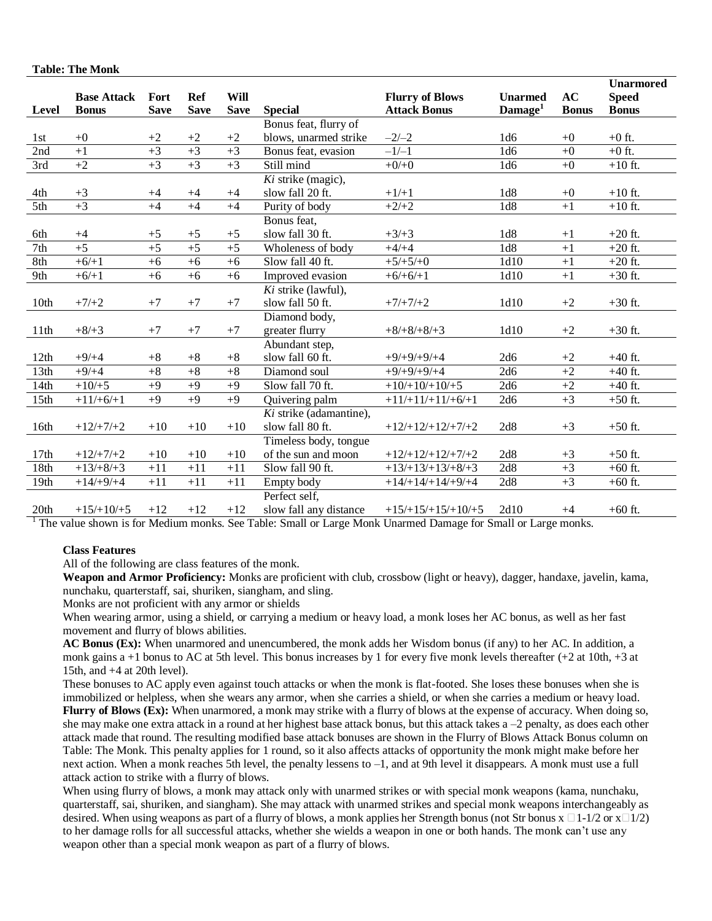**Table: The Monk**

| Level | Base Attack Bonus | Fort Save | Ref Save | Will Save | Special | Flurry of Blows Attack Bonus | Unarmed Damage[1] | AC Bonus | Unarmored Speed Bonus |
|---|---|---|---|---|---|---|---|---|---|
| 1st | +0 | +2 | +2 | +2 | Bonus feat, flurry of blows, unarmed strike | –2/–2 | 1d6 | +0 | +0 ft. |
| 2nd | +1 | +3 | +3 | +3 | Bonus feat, evasion | –1/–1 | 1d6 | +0 | +0 ft. |
| 3rd | +2 | +3 | +3 | +3 | Still mind | +0/+0 | 1d6 | +0 | +10 ft. |
| 4th | +3 | +4 | +4 | +4 | *Ki* strike (magic), slow fall 20 ft. | +1/+1 | 1d8 | +0 | +10 ft. |
| 5th | +3 | +4 | +4 | +4 | Purity of body | +2/+2 | 1d8 | +1 | +10 ft. |
| 6th | +4 | +5 | +5 | +5 | Bonus feat, slow fall 30 ft. | +3/+3 | 1d8 | +1 | +20 ft. |
| 7th | +5 | +5 | +5 | +5 | Wholeness of body | +4/+4 | 1d8 | +1 | +20 ft. |
| 8th | +6/+1 | +6 | +6 | +6 | Slow fall 40 ft. | +5/+5/+0 | 1d10 | +1 | +20 ft. |
| 9th | +6/+1 | +6 | +6 | +6 | Improved evasion | +6/+6/+1 | 1d10 | +1 | +30 ft. |
| 10th | +7/+2 | +7 | +7 | +7 | *Ki* strike (lawful), slow fall 50 ft. | +7/+7/+2 | 1d10 | +2 | +30 ft. |
| 11th | +8/+3 | +7 | +7 | +7 | Diamond body, greater flurry | +8/+8/+8/+3 | 1d10 | +2 | +30 ft. |
| 12th | +9/+4 | +8 | +8 | +8 | Abundant step, slow fall 60 ft. | +9/+9/+9/+4 | 2d6 | +2 | +40 ft. |
| 13th | +9/+4 | +8 | +8 | +8 | Diamond soul | +9/+9/+9/+4 | 2d6 | +2 | +40 ft. |
| 14th | +10/+5 | +9 | +9 | +9 | Slow fall 70 ft. | +10/+10/+10/+5 | 2d6 | +2 | +40 ft. |
| 15th | +11/+6/+1 | +9 | +9 | +9 | Quivering palm | +11/+11/+11/+6/+1 | 2d6 | +3 | +50 ft. |
| 16th | +12/+7/+2 | +10 | +10 | +10 | *Ki* strike (adamantine), slow fall 80 ft. | +12/+12/+12/+7/+2 | 2d8 | +3 | +50 ft. |
| 17th | +12/+7/+2 | +10 | +10 | +10 | Timeless body, tongue of the sun and moon | +12/+12/+12/+7/+2 | 2d8 | +3 | +50 ft. |
| 18th | +13/+8/+3 | +11 | +11 | +11 | Slow fall 90 ft. | +13/+13/+13/+8/+3 | 2d8 | +3 | +60 ft. |
| 19th | +14/+9/+4 | +11 | +11 | +11 | Empty body | +14/+14/+14/+9/+4 | 2d8 | +3 | +60 ft. |
| 20th | +15/+10/+5 | +12 | +12 | +12 | Perfect self, slow fall any distance | +15/+15/+15/+10/+5 | 2d10 | +4 | +60 ft. |

[1] The value shown is for Medium monks. See Table: Small or Large Monk Unarmed Damage for Small or Large monks.

**Class Features**

All of the following are class features of the monk.

**Weapon and Armor Proficiency:** Monks are proficient with club, crossbow (light or heavy), dagger, handaxe, javelin, kama, nunchaku, quarterstaff, sai, shuriken, siangham, and sling.

Monks are not proficient with any armor or shields

When wearing armor, using a shield, or carrying a medium or heavy load, a monk loses her AC bonus, as well as her fast movement and flurry of blows abilities.

**AC Bonus (Ex):** When unarmored and unencumbered, the monk adds her Wisdom bonus (if any) to her AC. In addition, a monk gains a +1 bonus to AC at 5th level. This bonus increases by 1 for every five monk levels thereafter (+2 at 10th, +3 at 15th, and +4 at 20th level).

These bonuses to AC apply even against touch attacks or when the monk is flat-footed. She loses these bonuses when she is immobilized or helpless, when she wears any armor, when she carries a shield, or when she carries a medium or heavy load.

**Flurry of Blows (Ex):** When unarmored, a monk may strike with a flurry of blows at the expense of accuracy. When doing so, she may make one extra attack in a round at her highest base attack bonus, but this attack takes a –2 penalty, as does each other attack made that round. The resulting modified base attack bonuses are shown in the Flurry of Blows Attack Bonus column on Table: The Monk. This penalty applies for 1 round, so it also affects attacks of opportunity the monk might make before her next action. When a monk reaches 5th level, the penalty lessens to –1, and at 9th level it disappears. A monk must use a full attack action to strike with a flurry of blows.

When using flurry of blows, a monk may attack only with unarmed strikes or with special monk weapons (kama, nunchaku, quarterstaff, sai, shuriken, and siangham). She may attack with unarmed strikes and special monk weapons interchangeably as desired. When using weapons as part of a flurry of blows, a monk applies her Strength bonus (not Str bonus x 1-1/2 or x 1/2) to her damage rolls for all successful attacks, whether she wields a weapon in one or both hands. The monk can't use any weapon other than a special monk weapon as part of a flurry of blows.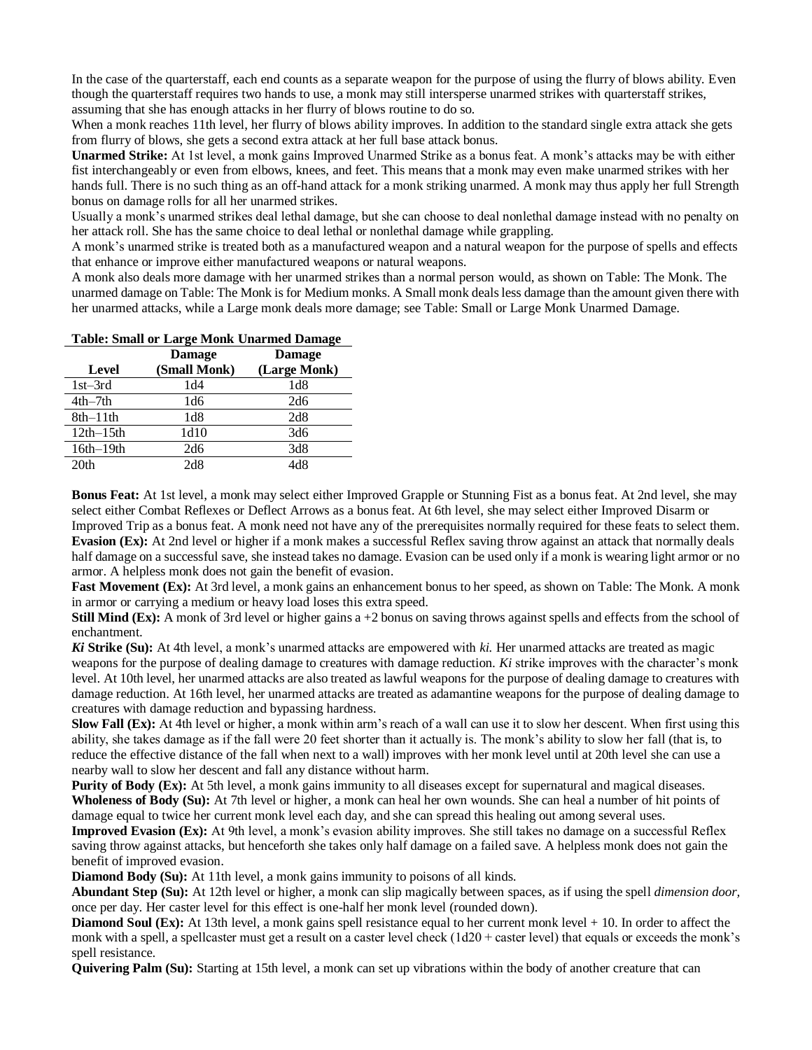In the case of the quarterstaff, each end counts as a separate weapon for the purpose of using the flurry of blows ability. Even though the quarterstaff requires two hands to use, a monk may still intersperse unarmed strikes with quarterstaff strikes, assuming that she has enough attacks in her flurry of blows routine to do so.

When a monk reaches 11th level, her flurry of blows ability improves. In addition to the standard single extra attack she gets from flurry of blows, she gets a second extra attack at her full base attack bonus.

**Unarmed Strike:** At 1st level, a monk gains Improved Unarmed Strike as a bonus feat. A monk's attacks may be with either fist interchangeably or even from elbows, knees, and feet. This means that a monk may even make unarmed strikes with her hands full. There is no such thing as an off-hand attack for a monk striking unarmed. A monk may thus apply her full Strength bonus on damage rolls for all her unarmed strikes.

Usually a monk's unarmed strikes deal lethal damage, but she can choose to deal nonlethal damage instead with no penalty on her attack roll. She has the same choice to deal lethal or nonlethal damage while grappling.

A monk's unarmed strike is treated both as a manufactured weapon and a natural weapon for the purpose of spells and effects that enhance or improve either manufactured weapons or natural weapons.

A monk also deals more damage with her unarmed strikes than a normal person would, as shown on Table: The Monk. The unarmed damage on Table: The Monk is for Medium monks. A Small monk deals less damage than the amount given there with her unarmed attacks, while a Large monk deals more damage; see Table: Small or Large Monk Unarmed Damage.

**Table: Small or Large Monk Unarmed Damage**

| Level | Damage (Small Monk) | Damage (Large Monk) |
|---|---|---|
| 1st–3rd | 1d4 | 1d8 |
| 4th–7th | 1d6 | 2d6 |
| 8th–11th | 1d8 | 2d8 |
| 12th–15th | 1d10 | 3d6 |
| 16th–19th | 2d6 | 3d8 |
| 20th | 2d8 | 4d8 |

**Bonus Feat:** At 1st level, a monk may select either Improved Grapple or Stunning Fist as a bonus feat. At 2nd level, she may select either Combat Reflexes or Deflect Arrows as a bonus feat. At 6th level, she may select either Improved Disarm or Improved Trip as a bonus feat. A monk need not have any of the prerequisites normally required for these feats to select them.

**Evasion (Ex):** At 2nd level or higher if a monk makes a successful Reflex saving throw against an attack that normally deals half damage on a successful save, she instead takes no damage. Evasion can be used only if a monk is wearing light armor or no armor. A helpless monk does not gain the benefit of evasion.

**Fast Movement (Ex):** At 3rd level, a monk gains an enhancement bonus to her speed, as shown on Table: The Monk. A monk in armor or carrying a medium or heavy load loses this extra speed.

**Still Mind (Ex):** A monk of 3rd level or higher gains a +2 bonus on saving throws against spells and effects from the school of enchantment.

***Ki* Strike (Su):** At 4th level, a monk's unarmed attacks are empowered with *ki.* Her unarmed attacks are treated as magic weapons for the purpose of dealing damage to creatures with damage reduction. *Ki* strike improves with the character's monk level. At 10th level, her unarmed attacks are also treated as lawful weapons for the purpose of dealing damage to creatures with damage reduction. At 16th level, her unarmed attacks are treated as adamantine weapons for the purpose of dealing damage to creatures with damage reduction and bypassing hardness.

**Slow Fall (Ex):** At 4th level or higher, a monk within arm's reach of a wall can use it to slow her descent. When first using this ability, she takes damage as if the fall were 20 feet shorter than it actually is. The monk's ability to slow her fall (that is, to reduce the effective distance of the fall when next to a wall) improves with her monk level until at 20th level she can use a nearby wall to slow her descent and fall any distance without harm.

**Purity of Body (Ex):** At 5th level, a monk gains immunity to all diseases except for supernatural and magical diseases.

**Wholeness of Body (Su):** At 7th level or higher, a monk can heal her own wounds. She can heal a number of hit points of damage equal to twice her current monk level each day, and she can spread this healing out among several uses.

**Improved Evasion (Ex):** At 9th level, a monk's evasion ability improves. She still takes no damage on a successful Reflex saving throw against attacks, but henceforth she takes only half damage on a failed save. A helpless monk does not gain the benefit of improved evasion.

**Diamond Body (Su):** At 11th level, a monk gains immunity to poisons of all kinds.

**Abundant Step (Su):** At 12th level or higher, a monk can slip magically between spaces, as if using the spell *dimension door,* once per day. Her caster level for this effect is one-half her monk level (rounded down).

**Diamond Soul (Ex):** At 13th level, a monk gains spell resistance equal to her current monk level + 10. In order to affect the monk with a spell, a spellcaster must get a result on a caster level check (1d20 + caster level) that equals or exceeds the monk's spell resistance.

**Quivering Palm (Su):** Starting at 15th level, a monk can set up vibrations within the body of another creature that can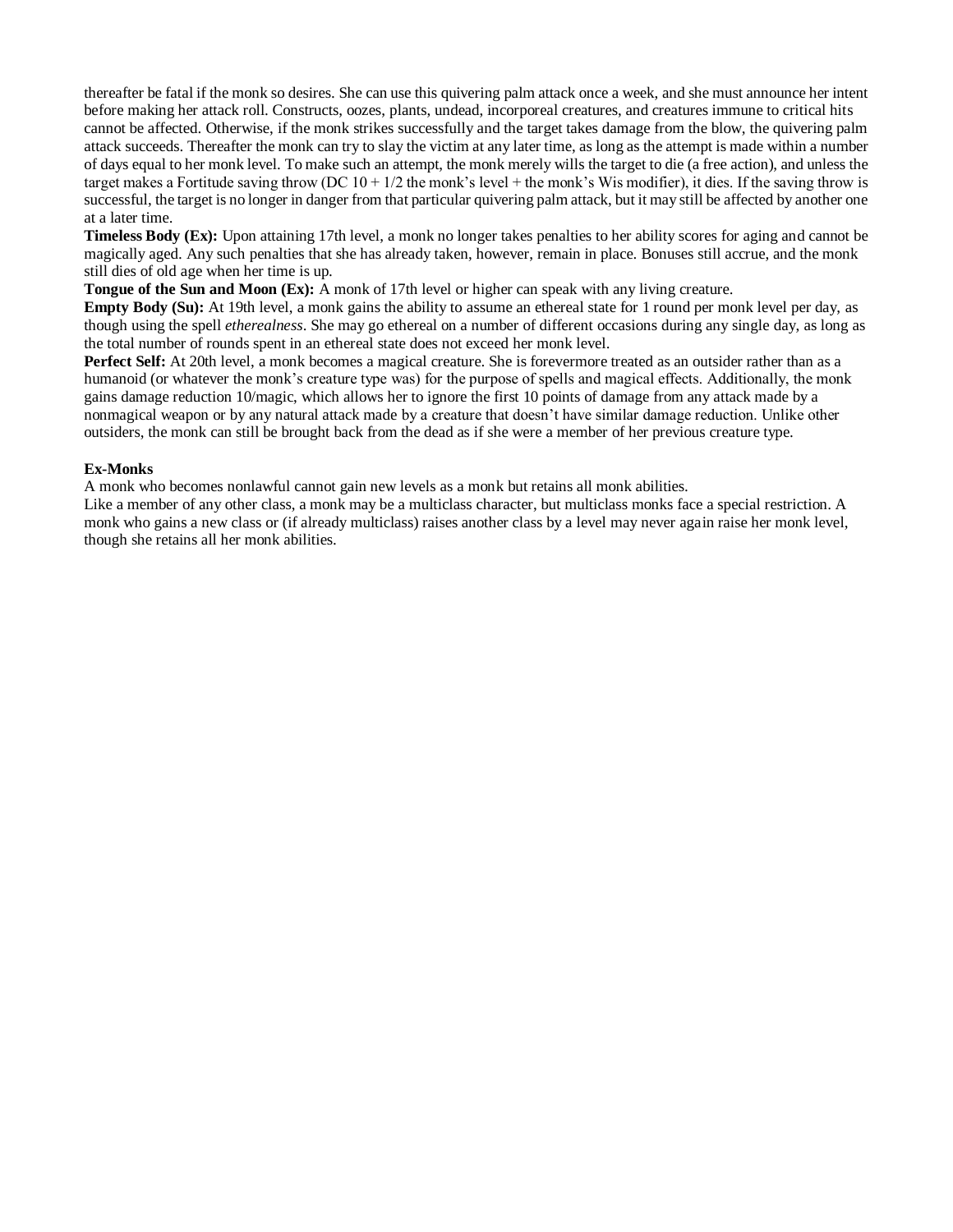thereafter be fatal if the monk so desires. She can use this quivering palm attack once a week, and she must announce her intent before making her attack roll. Constructs, oozes, plants, undead, incorporeal creatures, and creatures immune to critical hits cannot be affected. Otherwise, if the monk strikes successfully and the target takes damage from the blow, the quivering palm attack succeeds. Thereafter the monk can try to slay the victim at any later time, as long as the attempt is made within a number of days equal to her monk level. To make such an attempt, the monk merely wills the target to die (a free action), and unless the target makes a Fortitude saving throw (DC 10 + 1/2 the monk's level + the monk's Wis modifier), it dies. If the saving throw is successful, the target is no longer in danger from that particular quivering palm attack, but it may still be affected by another one at a later time.

**Timeless Body (Ex):** Upon attaining 17th level, a monk no longer takes penalties to her ability scores for aging and cannot be magically aged. Any such penalties that she has already taken, however, remain in place. Bonuses still accrue, and the monk still dies of old age when her time is up.

**Tongue of the Sun and Moon (Ex):** A monk of 17th level or higher can speak with any living creature.

**Empty Body (Su):** At 19th level, a monk gains the ability to assume an ethereal state for 1 round per monk level per day, as though using the spell *etherealness*. She may go ethereal on a number of different occasions during any single day, as long as the total number of rounds spent in an ethereal state does not exceed her monk level.

**Perfect Self:** At 20th level, a monk becomes a magical creature. She is forevermore treated as an outsider rather than as a humanoid (or whatever the monk's creature type was) for the purpose of spells and magical effects. Additionally, the monk gains damage reduction 10/magic, which allows her to ignore the first 10 points of damage from any attack made by a nonmagical weapon or by any natural attack made by a creature that doesn't have similar damage reduction. Unlike other outsiders, the monk can still be brought back from the dead as if she were a member of her previous creature type.

**Ex-Monks**

A monk who becomes nonlawful cannot gain new levels as a monk but retains all monk abilities.

Like a member of any other class, a monk may be a multiclass character, but multiclass monks face a special restriction. A monk who gains a new class or (if already multiclass) raises another class by a level may never again raise her monk level, though she retains all her monk abilities.